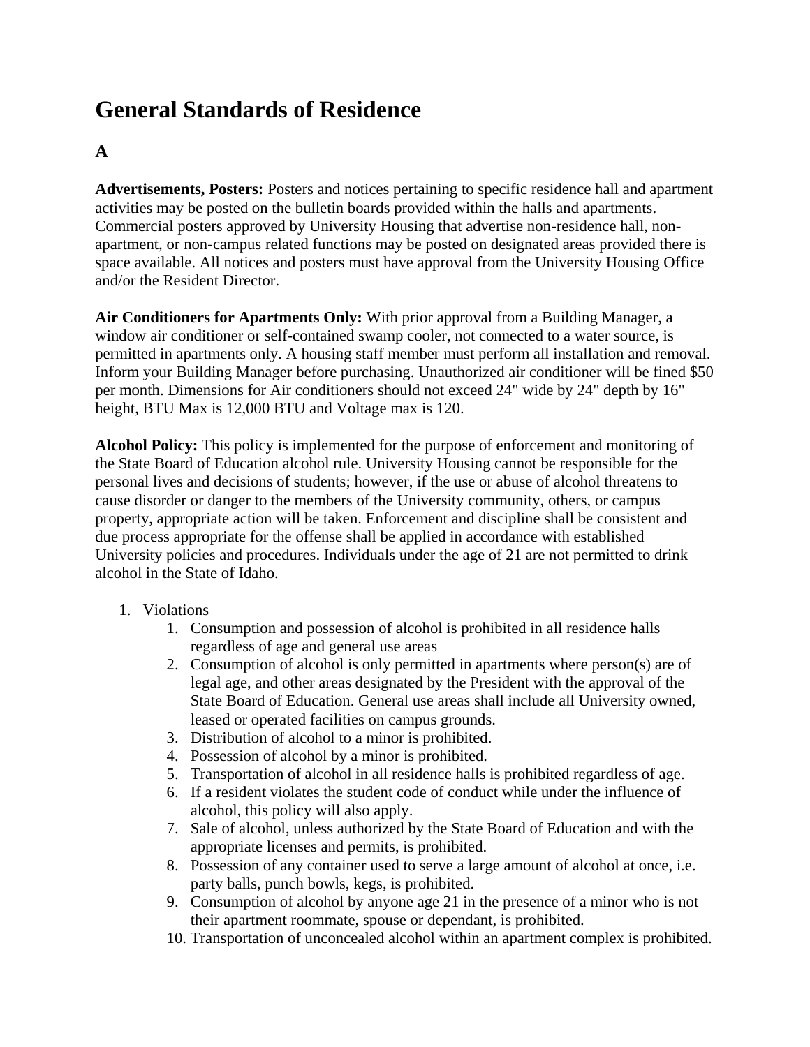# General Standards of Residence

## A

**Advertisements, Posters:** Posters and notices pertaining to specific residence hall and apartment activities may be posted on the bulletin boards provided within the halls and apartments. Commercial posters approved by University Housing that advertise non-residence hall, non-apartment, or non-campus related functions may be posted on designated areas provided there is space available. All notices and posters must have approval from the University Housing Office and/or the Resident Director.

**Air Conditioners for Apartments Only:** With prior approval from a Building Manager, a window air conditioner or self-contained swamp cooler, not connected to a water source, is permitted in apartments only. A housing staff member must perform all installation and removal. Inform your Building Manager before purchasing. Unauthorized air conditioner will be fined $50 per month. Dimensions for Air conditioners should not exceed 24" wide by 24" depth by 16" height, BTU Max is 12,000 BTU and Voltage max is 120.

**Alcohol Policy:** This policy is implemented for the purpose of enforcement and monitoring of the State Board of Education alcohol rule. University Housing cannot be responsible for the personal lives and decisions of students; however, if the use or abuse of alcohol threatens to cause disorder or danger to the members of the University community, others, or campus property, appropriate action will be taken. Enforcement and discipline shall be consistent and due process appropriate for the offense shall be applied in accordance with established University policies and procedures. Individuals under the age of 21 are not permitted to drink alcohol in the State of Idaho.

1. Violations
    1. Consumption and possession of alcohol is prohibited in all residence halls regardless of age and general use areas
    2. Consumption of alcohol is only permitted in apartments where person(s) are of legal age, and other areas designated by the President with the approval of the State Board of Education. General use areas shall include all University owned, leased or operated facilities on campus grounds.
    3. Distribution of alcohol to a minor is prohibited.
    4. Possession of alcohol by a minor is prohibited.
    5. Transportation of alcohol in all residence halls is prohibited regardless of age.
    6. If a resident violates the student code of conduct while under the influence of alcohol, this policy will also apply.
    7. Sale of alcohol, unless authorized by the State Board of Education and with the appropriate licenses and permits, is prohibited.
    8. Possession of any container used to serve a large amount of alcohol at once, i.e. party balls, punch bowls, kegs, is prohibited.
    9. Consumption of alcohol by anyone age 21 in the presence of a minor who is not their apartment roommate, spouse or dependant, is prohibited.
    10. Transportation of unconcealed alcohol within an apartment complex is prohibited.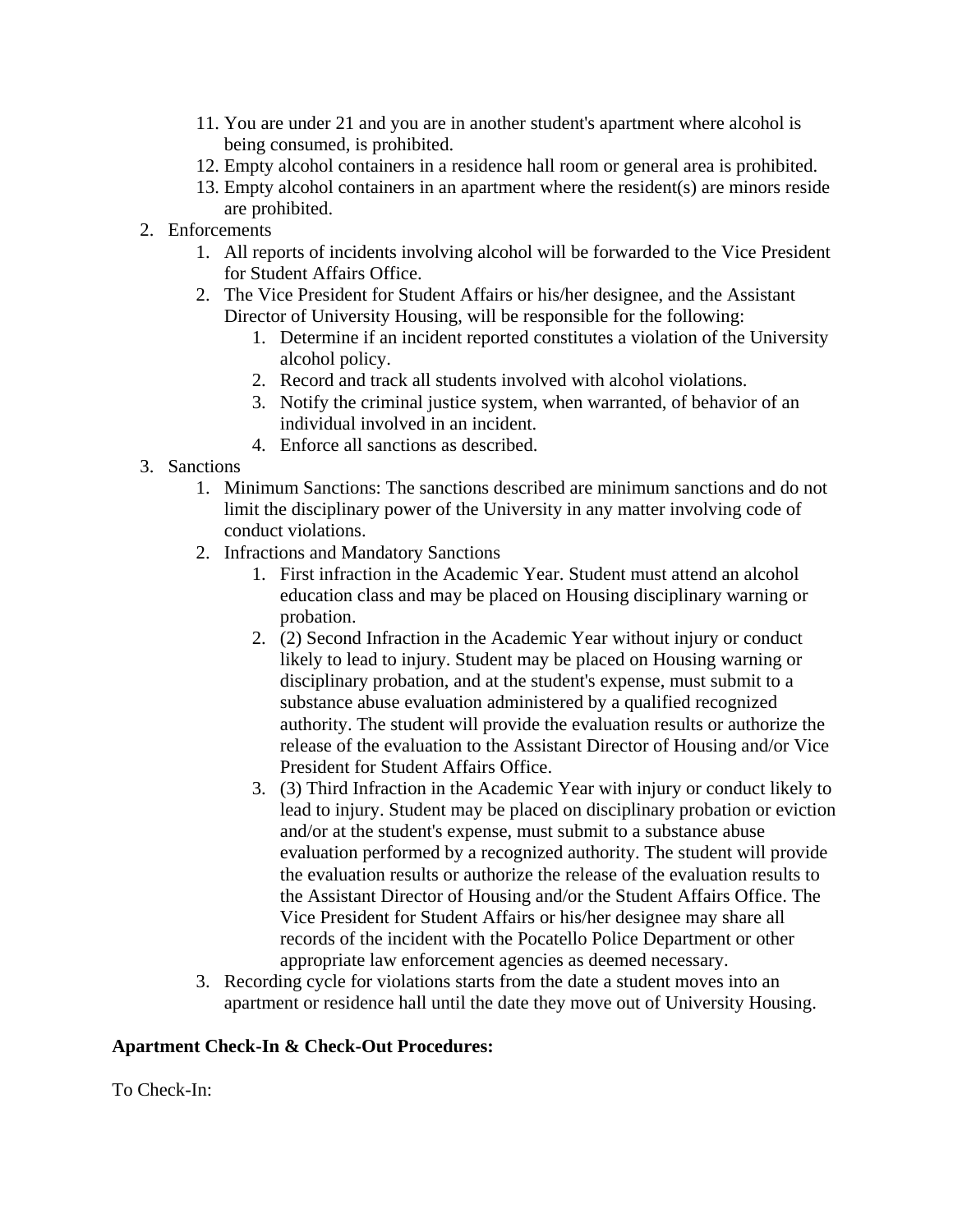11. You are under 21 and you are in another student's apartment where alcohol is being consumed, is prohibited.
12. Empty alcohol containers in a residence hall room or general area is prohibited.
13. Empty alcohol containers in an apartment where the resident(s) are minors reside are prohibited.

2. Enforcements
    1. All reports of incidents involving alcohol will be forwarded to the Vice President for Student Affairs Office.
    2. The Vice President for Student Affairs or his/her designee, and the Assistant Director of University Housing, will be responsible for the following:
        1. Determine if an incident reported constitutes a violation of the University alcohol policy.
        2. Record and track all students involved with alcohol violations.
        3. Notify the criminal justice system, when warranted, of behavior of an individual involved in an incident.
        4. Enforce all sanctions as described.
3. Sanctions
    1. Minimum Sanctions: The sanctions described are minimum sanctions and do not limit the disciplinary power of the University in any matter involving code of conduct violations.
    2. Infractions and Mandatory Sanctions
        1. First infraction in the Academic Year. Student must attend an alcohol education class and may be placed on Housing disciplinary warning or probation.
        2. (2) Second Infraction in the Academic Year without injury or conduct likely to lead to injury. Student may be placed on Housing warning or disciplinary probation, and at the student's expense, must submit to a substance abuse evaluation administered by a qualified recognized authority. The student will provide the evaluation results or authorize the release of the evaluation to the Assistant Director of Housing and/or Vice President for Student Affairs Office.
        3. (3) Third Infraction in the Academic Year with injury or conduct likely to lead to injury. Student may be placed on disciplinary probation or eviction and/or at the student's expense, must submit to a substance abuse evaluation performed by a recognized authority. The student will provide the evaluation results or authorize the release of the evaluation results to the Assistant Director of Housing and/or the Student Affairs Office. The Vice President for Student Affairs or his/her designee may share all records of the incident with the Pocatello Police Department or other appropriate law enforcement agencies as deemed necessary.
    3. Recording cycle for violations starts from the date a student moves into an apartment or residence hall until the date they move out of University Housing.

**Apartment Check-In & Check-Out Procedures:**

To Check-In: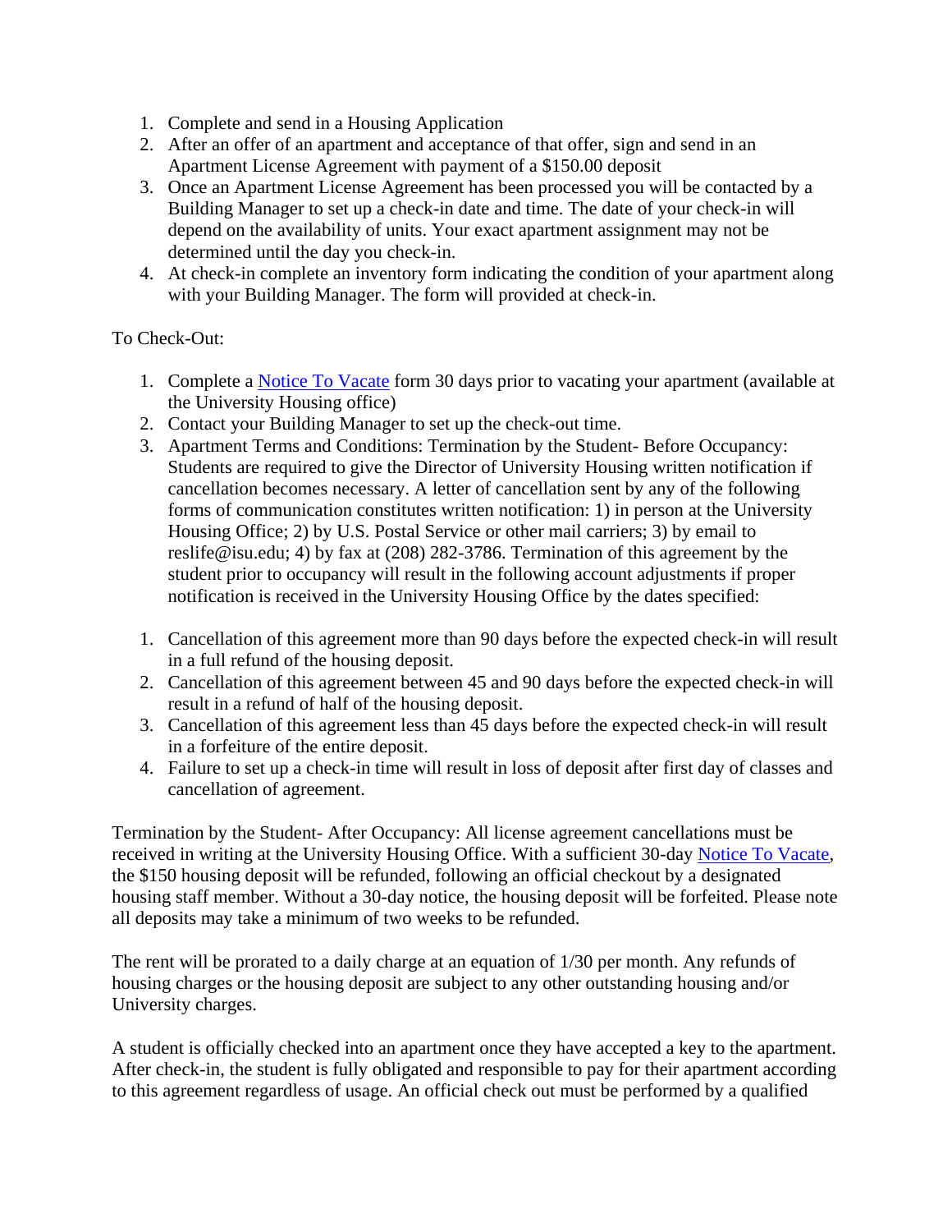1. Complete and send in a Housing Application
2. After an offer of an apartment and acceptance of that offer, sign and send in an Apartment License Agreement with payment of a $150.00 deposit
3. Once an Apartment License Agreement has been processed you will be contacted by a Building Manager to set up a check-in date and time. The date of your check-in will depend on the availability of units. Your exact apartment assignment may not be determined until the day you check-in.
4. At check-in complete an inventory form indicating the condition of your apartment along with your Building Manager. The form will provided at check-in.

To Check-Out:

1. Complete a Notice To Vacate form 30 days prior to vacating your apartment (available at the University Housing office)
2. Contact your Building Manager to set up the check-out time.
3. Apartment Terms and Conditions: Termination by the Student- Before Occupancy: Students are required to give the Director of University Housing written notification if cancellation becomes necessary. A letter of cancellation sent by any of the following forms of communication constitutes written notification: 1) in person at the University Housing Office; 2) by U.S. Postal Service or other mail carriers; 3) by email to reslife@isu.edu; 4) by fax at (208) 282-3786. Termination of this agreement by the student prior to occupancy will result in the following account adjustments if proper notification is received in the University Housing Office by the dates specified:

1. Cancellation of this agreement more than 90 days before the expected check-in will result in a full refund of the housing deposit.
2. Cancellation of this agreement between 45 and 90 days before the expected check-in will result in a refund of half of the housing deposit.
3. Cancellation of this agreement less than 45 days before the expected check-in will result in a forfeiture of the entire deposit.
4. Failure to set up a check-in time will result in loss of deposit after first day of classes and cancellation of agreement.

Termination by the Student- After Occupancy: All license agreement cancellations must be received in writing at the University Housing Office. With a sufficient 30-day Notice To Vacate, the $150 housing deposit will be refunded, following an official checkout by a designated housing staff member. Without a 30-day notice, the housing deposit will be forfeited. Please note all deposits may take a minimum of two weeks to be refunded.

The rent will be prorated to a daily charge at an equation of 1/30 per month. Any refunds of housing charges or the housing deposit are subject to any other outstanding housing and/or University charges.

A student is officially checked into an apartment once they have accepted a key to the apartment. After check-in, the student is fully obligated and responsible to pay for their apartment according to this agreement regardless of usage. An official check out must be performed by a qualified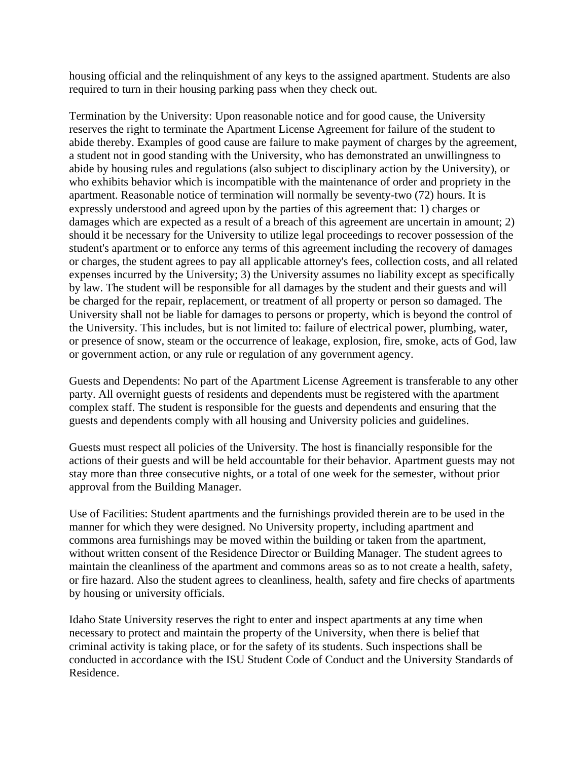housing official and the relinquishment of any keys to the assigned apartment. Students are also required to turn in their housing parking pass when they check out.

Termination by the University: Upon reasonable notice and for good cause, the University reserves the right to terminate the Apartment License Agreement for failure of the student to abide thereby. Examples of good cause are failure to make payment of charges by the agreement, a student not in good standing with the University, who has demonstrated an unwillingness to abide by housing rules and regulations (also subject to disciplinary action by the University), or who exhibits behavior which is incompatible with the maintenance of order and propriety in the apartment. Reasonable notice of termination will normally be seventy-two (72) hours. It is expressly understood and agreed upon by the parties of this agreement that: 1) charges or damages which are expected as a result of a breach of this agreement are uncertain in amount; 2) should it be necessary for the University to utilize legal proceedings to recover possession of the student's apartment or to enforce any terms of this agreement including the recovery of damages or charges, the student agrees to pay all applicable attorney's fees, collection costs, and all related expenses incurred by the University; 3) the University assumes no liability except as specifically by law. The student will be responsible for all damages by the student and their guests and will be charged for the repair, replacement, or treatment of all property or person so damaged. The University shall not be liable for damages to persons or property, which is beyond the control of the University. This includes, but is not limited to: failure of electrical power, plumbing, water, or presence of snow, steam or the occurrence of leakage, explosion, fire, smoke, acts of God, law or government action, or any rule or regulation of any government agency.

Guests and Dependents: No part of the Apartment License Agreement is transferable to any other party. All overnight guests of residents and dependents must be registered with the apartment complex staff. The student is responsible for the guests and dependents and ensuring that the guests and dependents comply with all housing and University policies and guidelines.

Guests must respect all policies of the University. The host is financially responsible for the actions of their guests and will be held accountable for their behavior. Apartment guests may not stay more than three consecutive nights, or a total of one week for the semester, without prior approval from the Building Manager.

Use of Facilities: Student apartments and the furnishings provided therein are to be used in the manner for which they were designed. No University property, including apartment and commons area furnishings may be moved within the building or taken from the apartment, without written consent of the Residence Director or Building Manager. The student agrees to maintain the cleanliness of the apartment and commons areas so as to not create a health, safety, or fire hazard. Also the student agrees to cleanliness, health, safety and fire checks of apartments by housing or university officials.

Idaho State University reserves the right to enter and inspect apartments at any time when necessary to protect and maintain the property of the University, when there is belief that criminal activity is taking place, or for the safety of its students. Such inspections shall be conducted in accordance with the ISU Student Code of Conduct and the University Standards of Residence.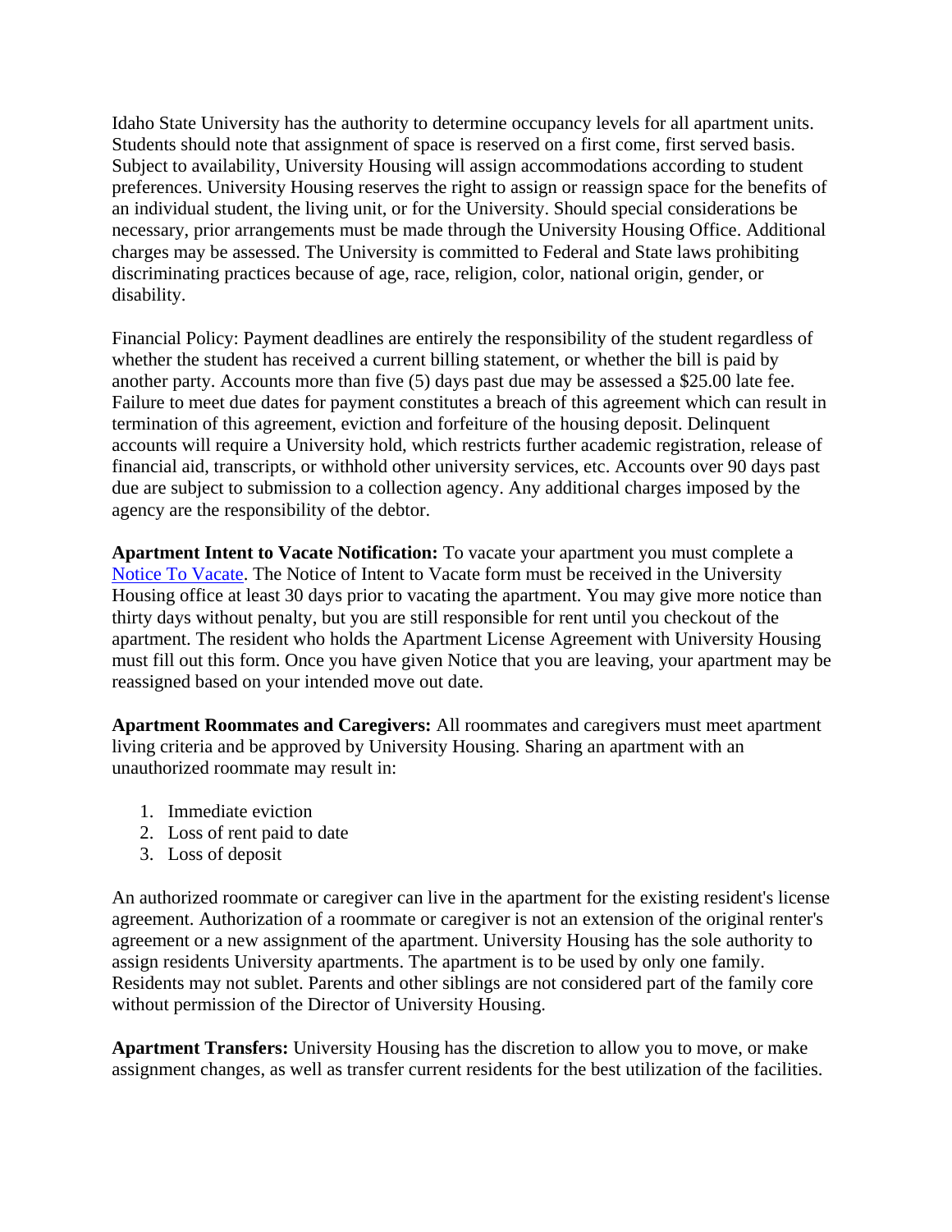Idaho State University has the authority to determine occupancy levels for all apartment units. Students should note that assignment of space is reserved on a first come, first served basis. Subject to availability, University Housing will assign accommodations according to student preferences. University Housing reserves the right to assign or reassign space for the benefits of an individual student, the living unit, or for the University. Should special considerations be necessary, prior arrangements must be made through the University Housing Office. Additional charges may be assessed. The University is committed to Federal and State laws prohibiting discriminating practices because of age, race, religion, color, national origin, gender, or disability.

Financial Policy: Payment deadlines are entirely the responsibility of the student regardless of whether the student has received a current billing statement, or whether the bill is paid by another party. Accounts more than five (5) days past due may be assessed a $25.00 late fee. Failure to meet due dates for payment constitutes a breach of this agreement which can result in termination of this agreement, eviction and forfeiture of the housing deposit. Delinquent accounts will require a University hold, which restricts further academic registration, release of financial aid, transcripts, or withhold other university services, etc. Accounts over 90 days past due are subject to submission to a collection agency. Any additional charges imposed by the agency are the responsibility of the debtor.

**Apartment Intent to Vacate Notification:** To vacate your apartment you must complete a Notice To Vacate. The Notice of Intent to Vacate form must be received in the University Housing office at least 30 days prior to vacating the apartment. You may give more notice than thirty days without penalty, but you are still responsible for rent until you checkout of the apartment. The resident who holds the Apartment License Agreement with University Housing must fill out this form. Once you have given Notice that you are leaving, your apartment may be reassigned based on your intended move out date.

**Apartment Roommates and Caregivers:** All roommates and caregivers must meet apartment living criteria and be approved by University Housing. Sharing an apartment with an unauthorized roommate may result in:

1. Immediate eviction
2. Loss of rent paid to date
3. Loss of deposit

An authorized roommate or caregiver can live in the apartment for the existing resident's license agreement. Authorization of a roommate or caregiver is not an extension of the original renter's agreement or a new assignment of the apartment. University Housing has the sole authority to assign residents University apartments. The apartment is to be used by only one family. Residents may not sublet. Parents and other siblings are not considered part of the family core without permission of the Director of University Housing.

**Apartment Transfers:** University Housing has the discretion to allow you to move, or make assignment changes, as well as transfer current residents for the best utilization of the facilities.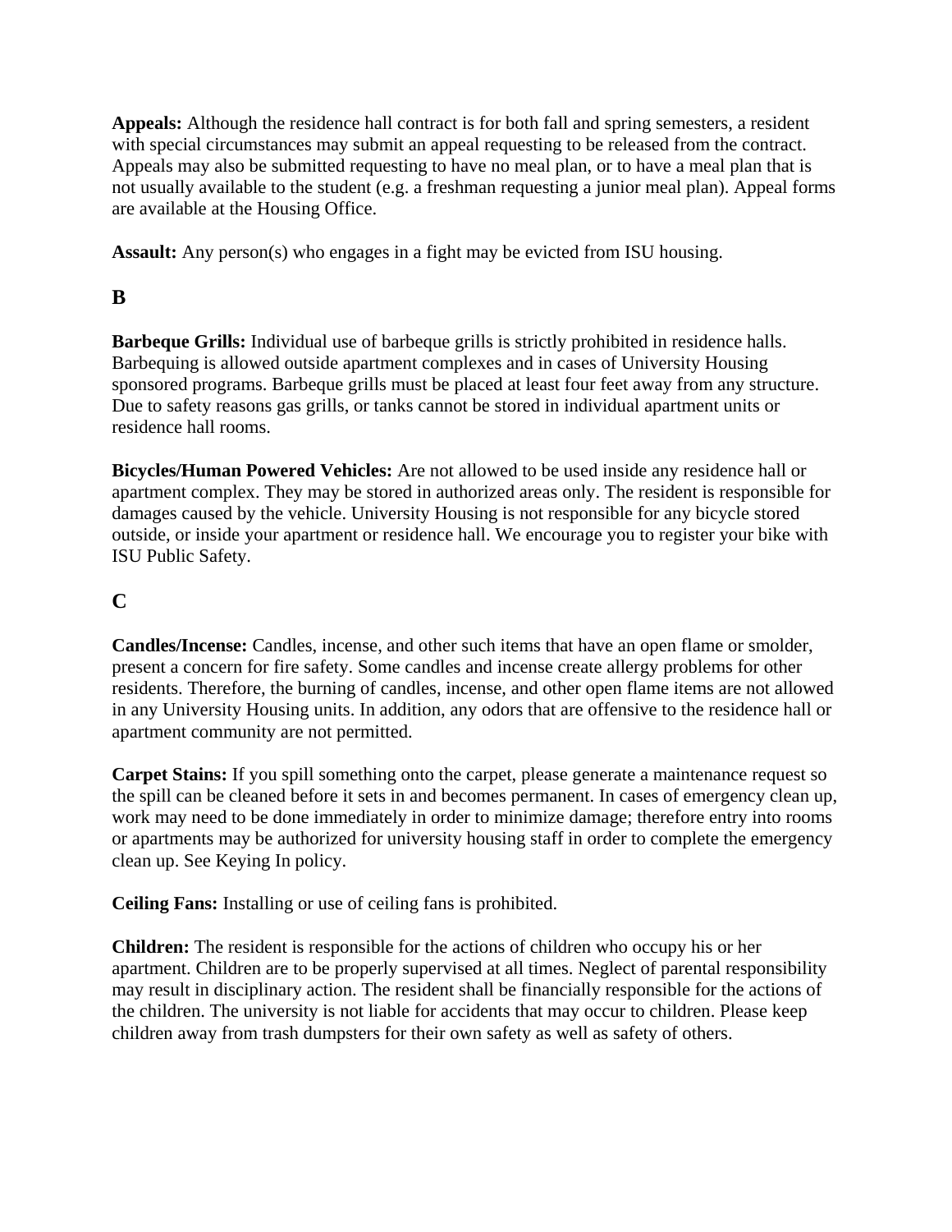**Appeals:** Although the residence hall contract is for both fall and spring semesters, a resident with special circumstances may submit an appeal requesting to be released from the contract. Appeals may also be submitted requesting to have no meal plan, or to have a meal plan that is not usually available to the student (e.g. a freshman requesting a junior meal plan). Appeal forms are available at the Housing Office.

**Assault:** Any person(s) who engages in a fight may be evicted from ISU housing.

## B

**Barbeque Grills:** Individual use of barbeque grills is strictly prohibited in residence halls. Barbequing is allowed outside apartment complexes and in cases of University Housing sponsored programs. Barbeque grills must be placed at least four feet away from any structure. Due to safety reasons gas grills, or tanks cannot be stored in individual apartment units or residence hall rooms.

**Bicycles/Human Powered Vehicles:** Are not allowed to be used inside any residence hall or apartment complex. They may be stored in authorized areas only. The resident is responsible for damages caused by the vehicle. University Housing is not responsible for any bicycle stored outside, or inside your apartment or residence hall. We encourage you to register your bike with ISU Public Safety.

## C

**Candles/Incense:** Candles, incense, and other such items that have an open flame or smolder, present a concern for fire safety. Some candles and incense create allergy problems for other residents. Therefore, the burning of candles, incense, and other open flame items are not allowed in any University Housing units. In addition, any odors that are offensive to the residence hall or apartment community are not permitted.

**Carpet Stains:** If you spill something onto the carpet, please generate a maintenance request so the spill can be cleaned before it sets in and becomes permanent. In cases of emergency clean up, work may need to be done immediately in order to minimize damage; therefore entry into rooms or apartments may be authorized for university housing staff in order to complete the emergency clean up. See Keying In policy.

**Ceiling Fans:** Installing or use of ceiling fans is prohibited.

**Children:** The resident is responsible for the actions of children who occupy his or her apartment. Children are to be properly supervised at all times. Neglect of parental responsibility may result in disciplinary action. The resident shall be financially responsible for the actions of the children. The university is not liable for accidents that may occur to children. Please keep children away from trash dumpsters for their own safety as well as safety of others.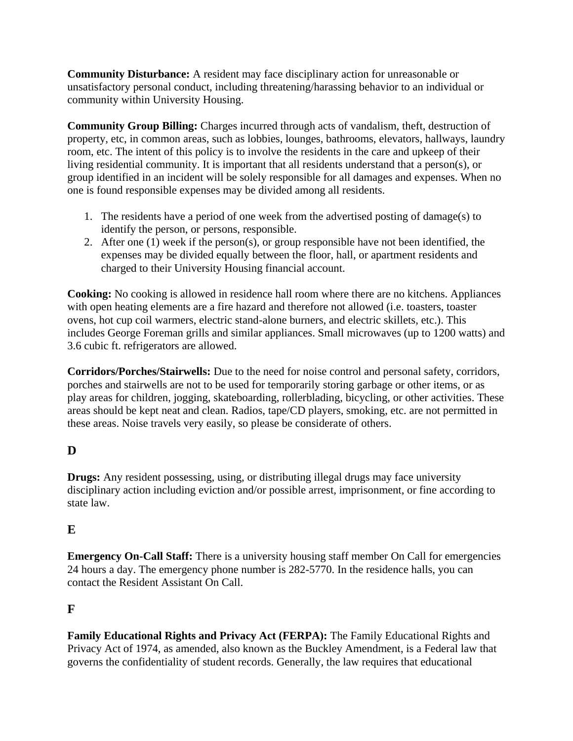**Community Disturbance:** A resident may face disciplinary action for unreasonable or unsatisfactory personal conduct, including threatening/harassing behavior to an individual or community within University Housing.

**Community Group Billing:** Charges incurred through acts of vandalism, theft, destruction of property, etc, in common areas, such as lobbies, lounges, bathrooms, elevators, hallways, laundry room, etc. The intent of this policy is to involve the residents in the care and upkeep of their living residential community. It is important that all residents understand that a person(s), or group identified in an incident will be solely responsible for all damages and expenses. When no one is found responsible expenses may be divided among all residents.

1. The residents have a period of one week from the advertised posting of damage(s) to identify the person, or persons, responsible.
2. After one (1) week if the person(s), or group responsible have not been identified, the expenses may be divided equally between the floor, hall, or apartment residents and charged to their University Housing financial account.

**Cooking:** No cooking is allowed in residence hall room where there are no kitchens. Appliances with open heating elements are a fire hazard and therefore not allowed (i.e. toasters, toaster ovens, hot cup coil warmers, electric stand-alone burners, and electric skillets, etc.). This includes George Foreman grills and similar appliances. Small microwaves (up to 1200 watts) and 3.6 cubic ft. refrigerators are allowed.

**Corridors/Porches/Stairwells:** Due to the need for noise control and personal safety, corridors, porches and stairwells are not to be used for temporarily storing garbage or other items, or as play areas for children, jogging, skateboarding, rollerblading, bicycling, or other activities. These areas should be kept neat and clean. Radios, tape/CD players, smoking, etc. are not permitted in these areas. Noise travels very easily, so please be considerate of others.

## D

**Drugs:** Any resident possessing, using, or distributing illegal drugs may face university disciplinary action including eviction and/or possible arrest, imprisonment, or fine according to state law.

## E

**Emergency On-Call Staff:** There is a university housing staff member On Call for emergencies 24 hours a day. The emergency phone number is 282-5770. In the residence halls, you can contact the Resident Assistant On Call.

## F

**Family Educational Rights and Privacy Act (FERPA):** The Family Educational Rights and Privacy Act of 1974, as amended, also known as the Buckley Amendment, is a Federal law that governs the confidentiality of student records. Generally, the law requires that educational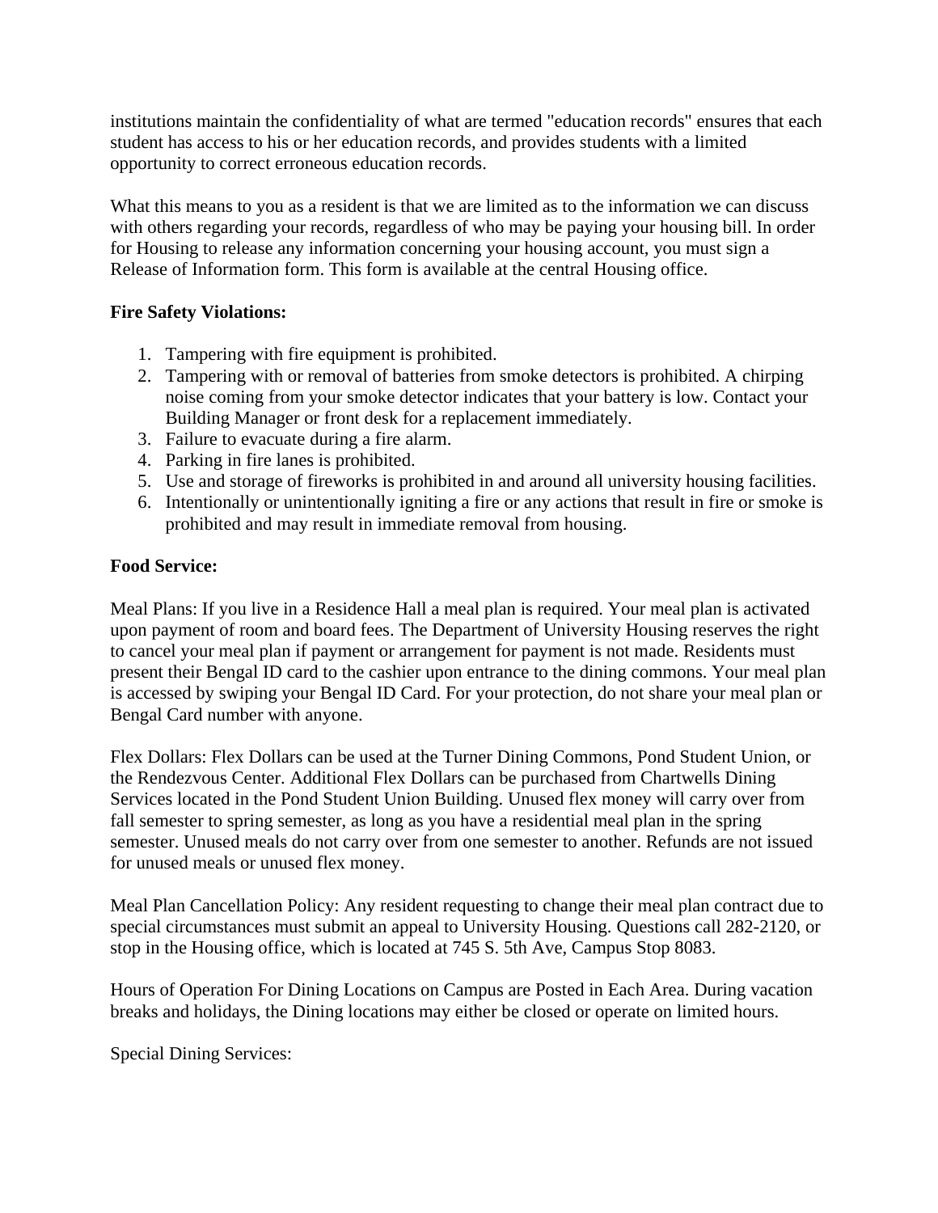institutions maintain the confidentiality of what are termed "education records" ensures that each student has access to his or her education records, and provides students with a limited opportunity to correct erroneous education records.

What this means to you as a resident is that we are limited as to the information we can discuss with others regarding your records, regardless of who may be paying your housing bill. In order for Housing to release any information concerning your housing account, you must sign a Release of Information form. This form is available at the central Housing office.

**Fire Safety Violations:**

1. Tampering with fire equipment is prohibited.
2. Tampering with or removal of batteries from smoke detectors is prohibited. A chirping noise coming from your smoke detector indicates that your battery is low. Contact your Building Manager or front desk for a replacement immediately.
3. Failure to evacuate during a fire alarm.
4. Parking in fire lanes is prohibited.
5. Use and storage of fireworks is prohibited in and around all university housing facilities.
6. Intentionally or unintentionally igniting a fire or any actions that result in fire or smoke is prohibited and may result in immediate removal from housing.

**Food Service:**

Meal Plans: If you live in a Residence Hall a meal plan is required. Your meal plan is activated upon payment of room and board fees. The Department of University Housing reserves the right to cancel your meal plan if payment or arrangement for payment is not made. Residents must present their Bengal ID card to the cashier upon entrance to the dining commons. Your meal plan is accessed by swiping your Bengal ID Card. For your protection, do not share your meal plan or Bengal Card number with anyone.

Flex Dollars: Flex Dollars can be used at the Turner Dining Commons, Pond Student Union, or the Rendezvous Center. Additional Flex Dollars can be purchased from Chartwells Dining Services located in the Pond Student Union Building. Unused flex money will carry over from fall semester to spring semester, as long as you have a residential meal plan in the spring semester. Unused meals do not carry over from one semester to another. Refunds are not issued for unused meals or unused flex money.

Meal Plan Cancellation Policy: Any resident requesting to change their meal plan contract due to special circumstances must submit an appeal to University Housing. Questions call 282-2120, or stop in the Housing office, which is located at 745 S. 5th Ave, Campus Stop 8083.

Hours of Operation For Dining Locations on Campus are Posted in Each Area. During vacation breaks and holidays, the Dining locations may either be closed or operate on limited hours.

Special Dining Services: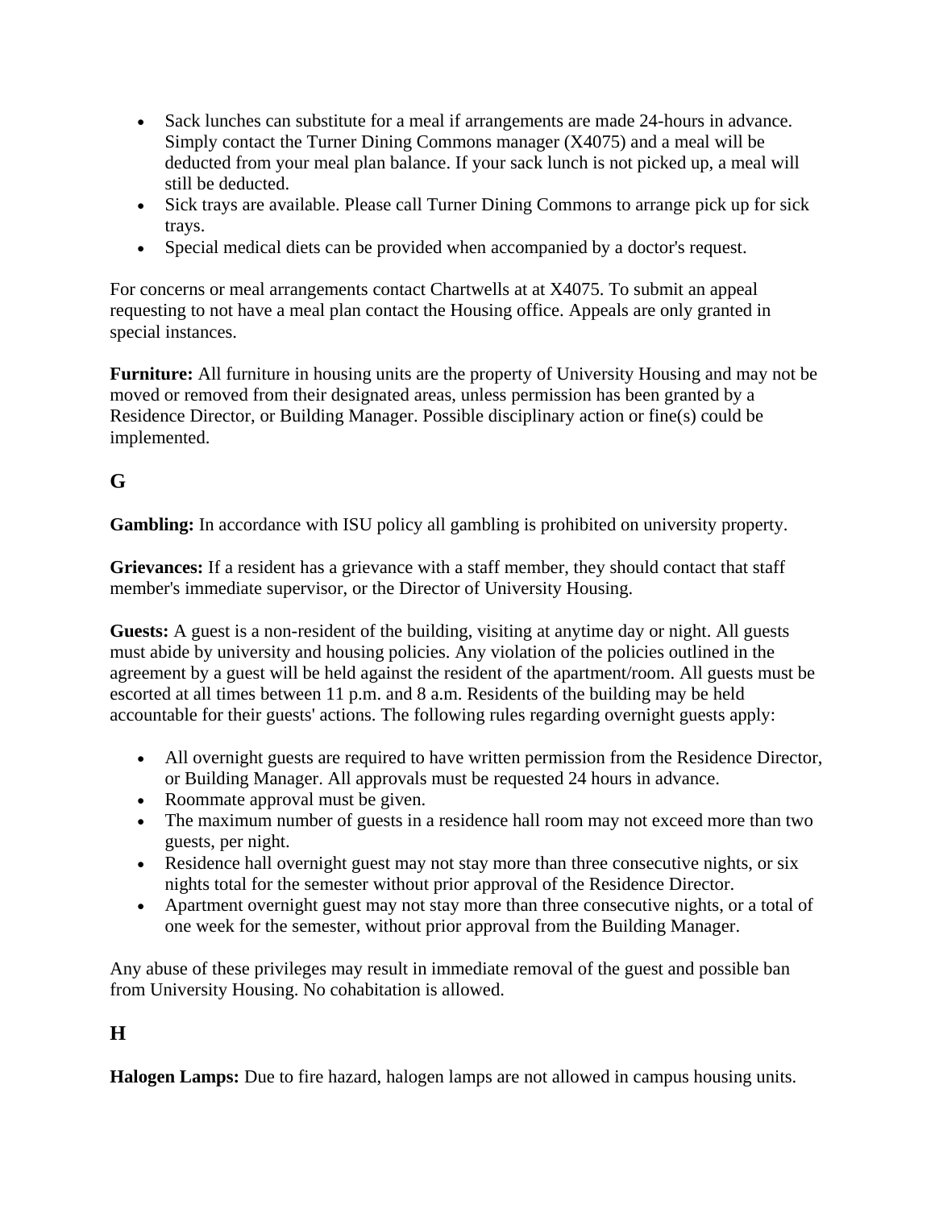- Sack lunches can substitute for a meal if arrangements are made 24-hours in advance. Simply contact the Turner Dining Commons manager (X4075) and a meal will be deducted from your meal plan balance. If your sack lunch is not picked up, a meal will still be deducted.
- Sick trays are available. Please call Turner Dining Commons to arrange pick up for sick trays.
- Special medical diets can be provided when accompanied by a doctor's request.

For concerns or meal arrangements contact Chartwells at at X4075. To submit an appeal requesting to not have a meal plan contact the Housing office. Appeals are only granted in special instances.

**Furniture:** All furniture in housing units are the property of University Housing and may not be moved or removed from their designated areas, unless permission has been granted by a Residence Director, or Building Manager. Possible disciplinary action or fine(s) could be implemented.

## G

**Gambling:** In accordance with ISU policy all gambling is prohibited on university property.

**Grievances:** If a resident has a grievance with a staff member, they should contact that staff member's immediate supervisor, or the Director of University Housing.

**Guests:** A guest is a non-resident of the building, visiting at anytime day or night. All guests must abide by university and housing policies. Any violation of the policies outlined in the agreement by a guest will be held against the resident of the apartment/room. All guests must be escorted at all times between 11 p.m. and 8 a.m. Residents of the building may be held accountable for their guests' actions. The following rules regarding overnight guests apply:

- All overnight guests are required to have written permission from the Residence Director, or Building Manager. All approvals must be requested 24 hours in advance.
- Roommate approval must be given.
- The maximum number of guests in a residence hall room may not exceed more than two guests, per night.
- Residence hall overnight guest may not stay more than three consecutive nights, or six nights total for the semester without prior approval of the Residence Director.
- Apartment overnight guest may not stay more than three consecutive nights, or a total of one week for the semester, without prior approval from the Building Manager.

Any abuse of these privileges may result in immediate removal of the guest and possible ban from University Housing. No cohabitation is allowed.

## H

**Halogen Lamps:** Due to fire hazard, halogen lamps are not allowed in campus housing units.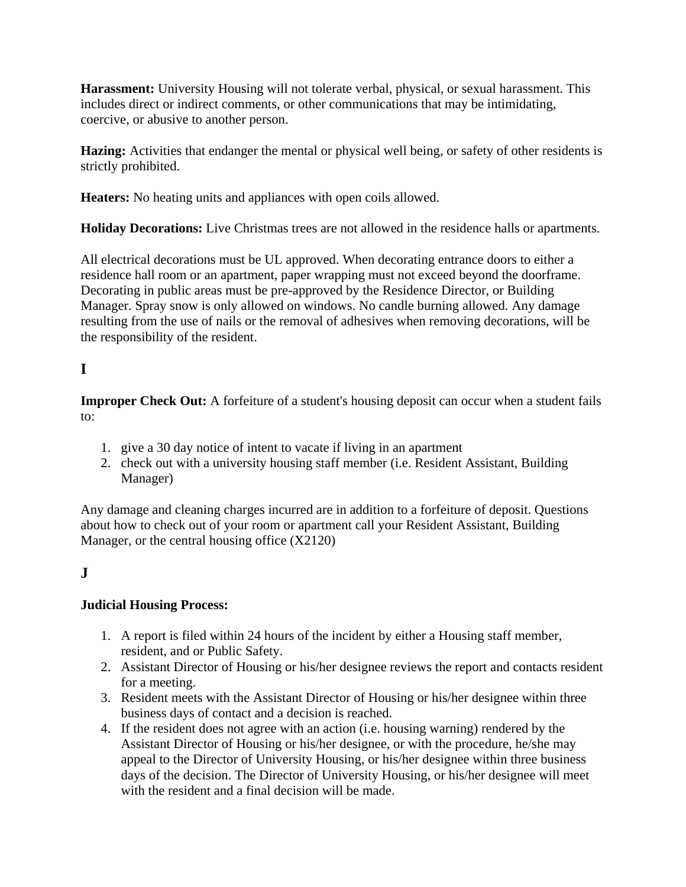**Harassment:** University Housing will not tolerate verbal, physical, or sexual harassment. This includes direct or indirect comments, or other communications that may be intimidating, coercive, or abusive to another person.

**Hazing:** Activities that endanger the mental or physical well being, or safety of other residents is strictly prohibited.

**Heaters:** No heating units and appliances with open coils allowed.

**Holiday Decorations:** Live Christmas trees are not allowed in the residence halls or apartments.

All electrical decorations must be UL approved. When decorating entrance doors to either a residence hall room or an apartment, paper wrapping must not exceed beyond the doorframe. Decorating in public areas must be pre-approved by the Residence Director, or Building Manager. Spray snow is only allowed on windows. No candle burning allowed. Any damage resulting from the use of nails or the removal of adhesives when removing decorations, will be the responsibility of the resident.

## I

**Improper Check Out:** A forfeiture of a student's housing deposit can occur when a student fails to:

1. give a 30 day notice of intent to vacate if living in an apartment
2. check out with a university housing staff member (i.e. Resident Assistant, Building Manager)

Any damage and cleaning charges incurred are in addition to a forfeiture of deposit. Questions about how to check out of your room or apartment call your Resident Assistant, Building Manager, or the central housing office (X2120)

## J

**Judicial Housing Process:**

1. A report is filed within 24 hours of the incident by either a Housing staff member, resident, and or Public Safety.
2. Assistant Director of Housing or his/her designee reviews the report and contacts resident for a meeting.
3. Resident meets with the Assistant Director of Housing or his/her designee within three business days of contact and a decision is reached.
4. If the resident does not agree with an action (i.e. housing warning) rendered by the Assistant Director of Housing or his/her designee, or with the procedure, he/she may appeal to the Director of University Housing, or his/her designee within three business days of the decision. The Director of University Housing, or his/her designee will meet with the resident and a final decision will be made.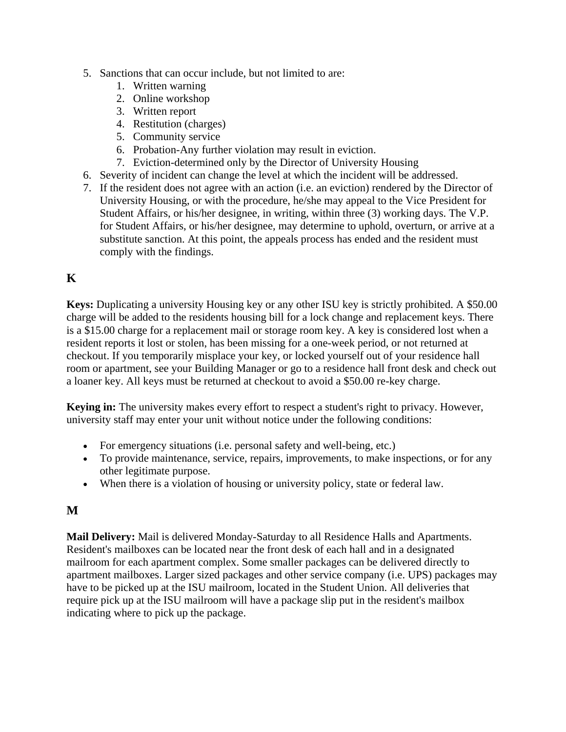5. Sanctions that can occur include, but not limited to are:
    1. Written warning
    2. Online workshop
    3. Written report
    4. Restitution (charges)
    5. Community service
    6. Probation-Any further violation may result in eviction.
    7. Eviction-determined only by the Director of University Housing
6. Severity of incident can change the level at which the incident will be addressed.
7. If the resident does not agree with an action (i.e. an eviction) rendered by the Director of University Housing, or with the procedure, he/she may appeal to the Vice President for Student Affairs, or his/her designee, in writing, within three (3) working days. The V.P. for Student Affairs, or his/her designee, may determine to uphold, overturn, or arrive at a substitute sanction. At this point, the appeals process has ended and the resident must comply with the findings.

## K

**Keys:** Duplicating a university Housing key or any other ISU key is strictly prohibited. A $50.00 charge will be added to the residents housing bill for a lock change and replacement keys. There is a $15.00 charge for a replacement mail or storage room key. A key is considered lost when a resident reports it lost or stolen, has been missing for a one-week period, or not returned at checkout. If you temporarily misplace your key, or locked yourself out of your residence hall room or apartment, see your Building Manager or go to a residence hall front desk and check out a loaner key. All keys must be returned at checkout to avoid a $50.00 re-key charge.

**Keying in:** The university makes every effort to respect a student's right to privacy. However, university staff may enter your unit without notice under the following conditions:

- For emergency situations (i.e. personal safety and well-being, etc.)
- To provide maintenance, service, repairs, improvements, to make inspections, or for any other legitimate purpose.
- When there is a violation of housing or university policy, state or federal law.

## M

**Mail Delivery:** Mail is delivered Monday-Saturday to all Residence Halls and Apartments. Resident's mailboxes can be located near the front desk of each hall and in a designated mailroom for each apartment complex. Some smaller packages can be delivered directly to apartment mailboxes. Larger sized packages and other service company (i.e. UPS) packages may have to be picked up at the ISU mailroom, located in the Student Union. All deliveries that require pick up at the ISU mailroom will have a package slip put in the resident's mailbox indicating where to pick up the package.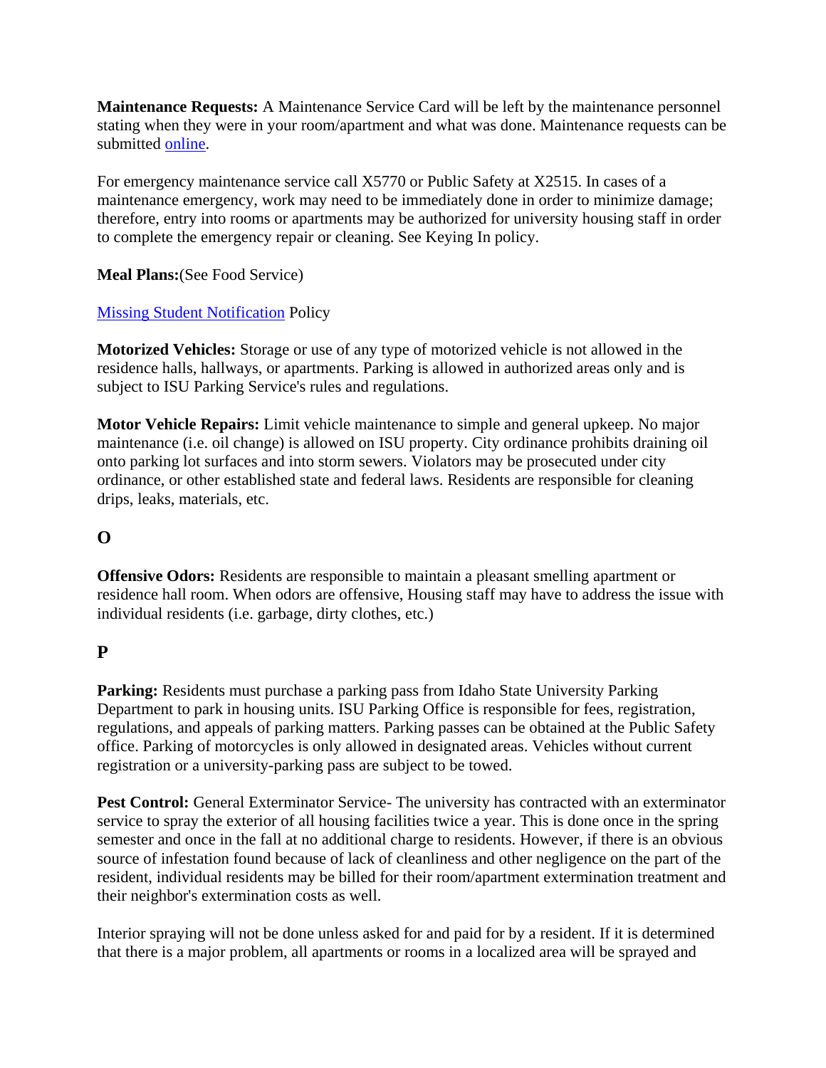**Maintenance Requests:** A Maintenance Service Card will be left by the maintenance personnel stating when they were in your room/apartment and what was done. Maintenance requests can be submitted online.

For emergency maintenance service call X5770 or Public Safety at X2515. In cases of a maintenance emergency, work may need to be immediately done in order to minimize damage; therefore, entry into rooms or apartments may be authorized for university housing staff in order to complete the emergency repair or cleaning. See Keying In policy.

**Meal Plans:**(See Food Service)

Missing Student Notification Policy

**Motorized Vehicles:** Storage or use of any type of motorized vehicle is not allowed in the residence halls, hallways, or apartments. Parking is allowed in authorized areas only and is subject to ISU Parking Service's rules and regulations.

**Motor Vehicle Repairs:** Limit vehicle maintenance to simple and general upkeep. No major maintenance (i.e. oil change) is allowed on ISU property. City ordinance prohibits draining oil onto parking lot surfaces and into storm sewers. Violators may be prosecuted under city ordinance, or other established state and federal laws. Residents are responsible for cleaning drips, leaks, materials, etc.

## O

**Offensive Odors:** Residents are responsible to maintain a pleasant smelling apartment or residence hall room. When odors are offensive, Housing staff may have to address the issue with individual residents (i.e. garbage, dirty clothes, etc.)

## P

**Parking:** Residents must purchase a parking pass from Idaho State University Parking Department to park in housing units. ISU Parking Office is responsible for fees, registration, regulations, and appeals of parking matters. Parking passes can be obtained at the Public Safety office. Parking of motorcycles is only allowed in designated areas. Vehicles without current registration or a university-parking pass are subject to be towed.

**Pest Control:** General Exterminator Service- The university has contracted with an exterminator service to spray the exterior of all housing facilities twice a year. This is done once in the spring semester and once in the fall at no additional charge to residents. However, if there is an obvious source of infestation found because of lack of cleanliness and other negligence on the part of the resident, individual residents may be billed for their room/apartment extermination treatment and their neighbor's extermination costs as well.

Interior spraying will not be done unless asked for and paid for by a resident. If it is determined that there is a major problem, all apartments or rooms in a localized area will be sprayed and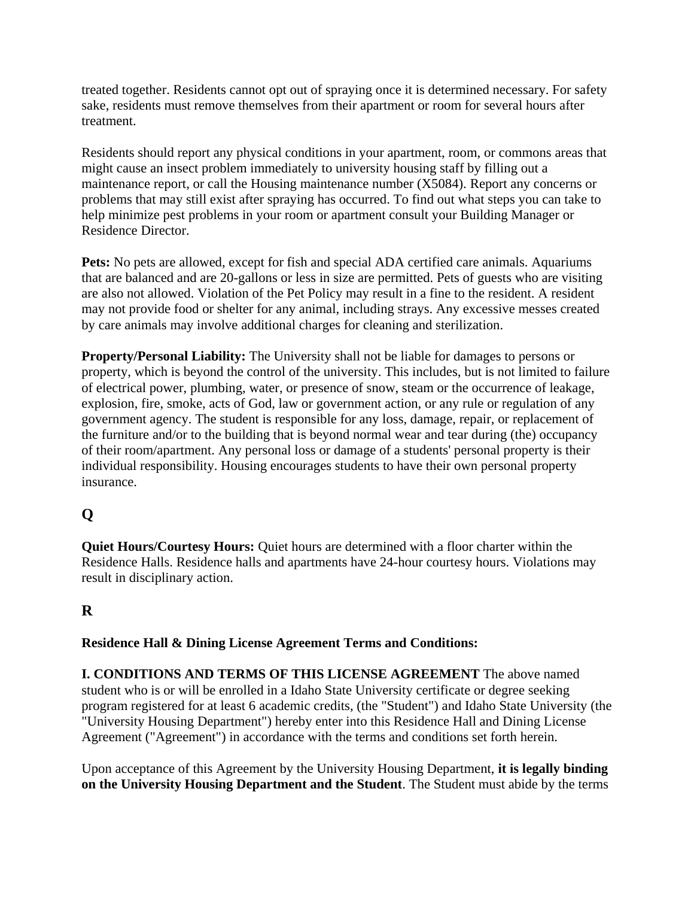treated together. Residents cannot opt out of spraying once it is determined necessary. For safety sake, residents must remove themselves from their apartment or room for several hours after treatment.

Residents should report any physical conditions in your apartment, room, or commons areas that might cause an insect problem immediately to university housing staff by filling out a maintenance report, or call the Housing maintenance number (X5084). Report any concerns or problems that may still exist after spraying has occurred. To find out what steps you can take to help minimize pest problems in your room or apartment consult your Building Manager or Residence Director.

**Pets:** No pets are allowed, except for fish and special ADA certified care animals. Aquariums that are balanced and are 20-gallons or less in size are permitted. Pets of guests who are visiting are also not allowed. Violation of the Pet Policy may result in a fine to the resident. A resident may not provide food or shelter for any animal, including strays. Any excessive messes created by care animals may involve additional charges for cleaning and sterilization.

**Property/Personal Liability:** The University shall not be liable for damages to persons or property, which is beyond the control of the university. This includes, but is not limited to failure of electrical power, plumbing, water, or presence of snow, steam or the occurrence of leakage, explosion, fire, smoke, acts of God, law or government action, or any rule or regulation of any government agency. The student is responsible for any loss, damage, repair, or replacement of the furniture and/or to the building that is beyond normal wear and tear during (the) occupancy of their room/apartment. Any personal loss or damage of a students' personal property is their individual responsibility. Housing encourages students to have their own personal property insurance.

## Q

**Quiet Hours/Courtesy Hours:** Quiet hours are determined with a floor charter within the Residence Halls. Residence halls and apartments have 24-hour courtesy hours. Violations may result in disciplinary action.

## R

**Residence Hall & Dining License Agreement Terms and Conditions:**

**I. CONDITIONS AND TERMS OF THIS LICENSE AGREEMENT** The above named student who is or will be enrolled in a Idaho State University certificate or degree seeking program registered for at least 6 academic credits, (the "Student") and Idaho State University (the "University Housing Department") hereby enter into this Residence Hall and Dining License Agreement ("Agreement") in accordance with the terms and conditions set forth herein.

Upon acceptance of this Agreement by the University Housing Department, **it is legally binding on the University Housing Department and the Student**. The Student must abide by the terms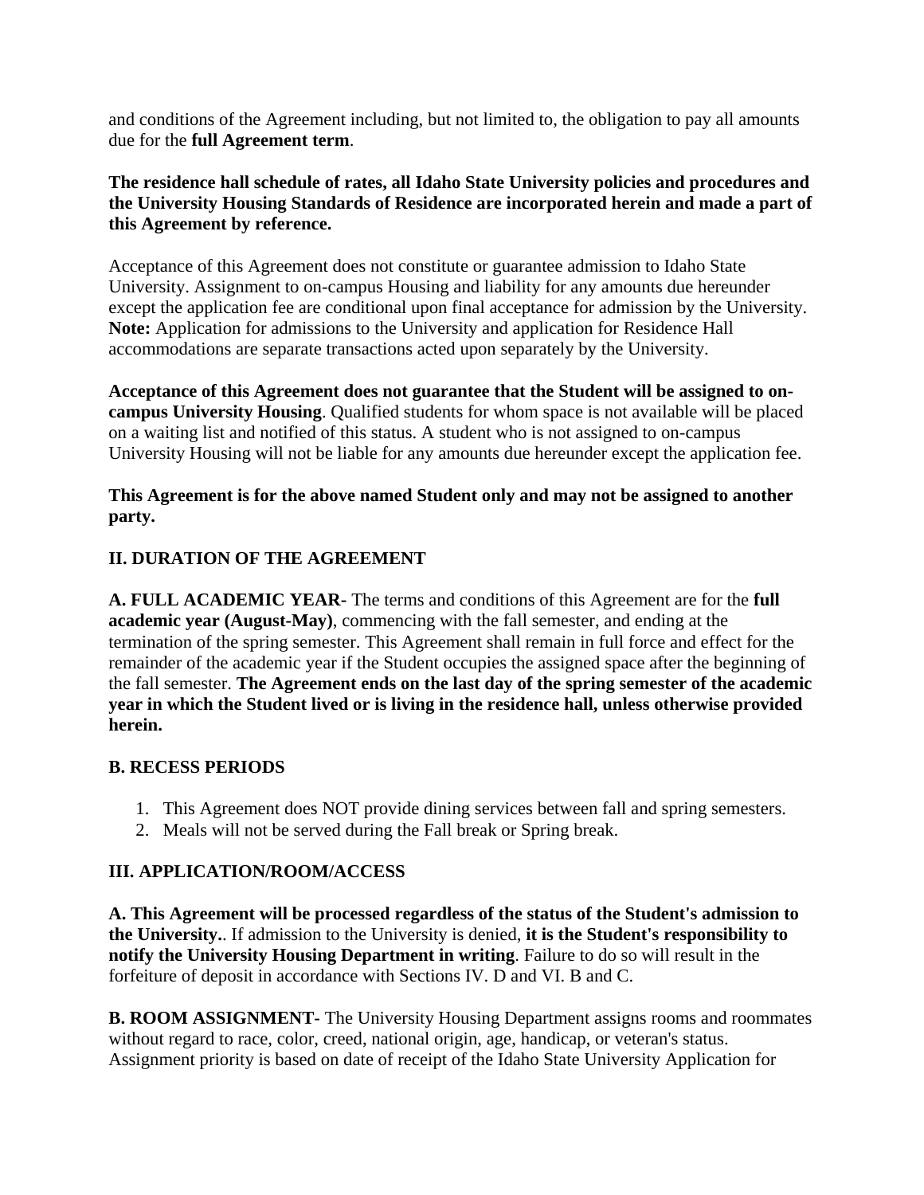and conditions of the Agreement including, but not limited to, the obligation to pay all amounts due for the **full Agreement term**.

**The residence hall schedule of rates, all Idaho State University policies and procedures and the University Housing Standards of Residence are incorporated herein and made a part of this Agreement by reference.**

Acceptance of this Agreement does not constitute or guarantee admission to Idaho State University. Assignment to on-campus Housing and liability for any amounts due hereunder except the application fee are conditional upon final acceptance for admission by the University. **Note:** Application for admissions to the University and application for Residence Hall accommodations are separate transactions acted upon separately by the University.

**Acceptance of this Agreement does not guarantee that the Student will be assigned to on-campus University Housing**. Qualified students for whom space is not available will be placed on a waiting list and notified of this status. A student who is not assigned to on-campus University Housing will not be liable for any amounts due hereunder except the application fee.

**This Agreement is for the above named Student only and may not be assigned to another party.**

## II. DURATION OF THE AGREEMENT

**A. FULL ACADEMIC YEAR-** The terms and conditions of this Agreement are for the **full academic year (August-May)**, commencing with the fall semester, and ending at the termination of the spring semester. This Agreement shall remain in full force and effect for the remainder of the academic year if the Student occupies the assigned space after the beginning of the fall semester. **The Agreement ends on the last day of the spring semester of the academic year in which the Student lived or is living in the residence hall, unless otherwise provided herein.**

**B. RECESS PERIODS**

1. This Agreement does NOT provide dining services between fall and spring semesters.
2. Meals will not be served during the Fall break or Spring break.

## III. APPLICATION/ROOM/ACCESS

**A. This Agreement will be processed regardless of the status of the Student's admission to the University.**. If admission to the University is denied, **it is the Student's responsibility to notify the University Housing Department in writing**. Failure to do so will result in the forfeiture of deposit in accordance with Sections IV. D and VI. B and C.

**B. ROOM ASSIGNMENT-** The University Housing Department assigns rooms and roommates without regard to race, color, creed, national origin, age, handicap, or veteran's status. Assignment priority is based on date of receipt of the Idaho State University Application for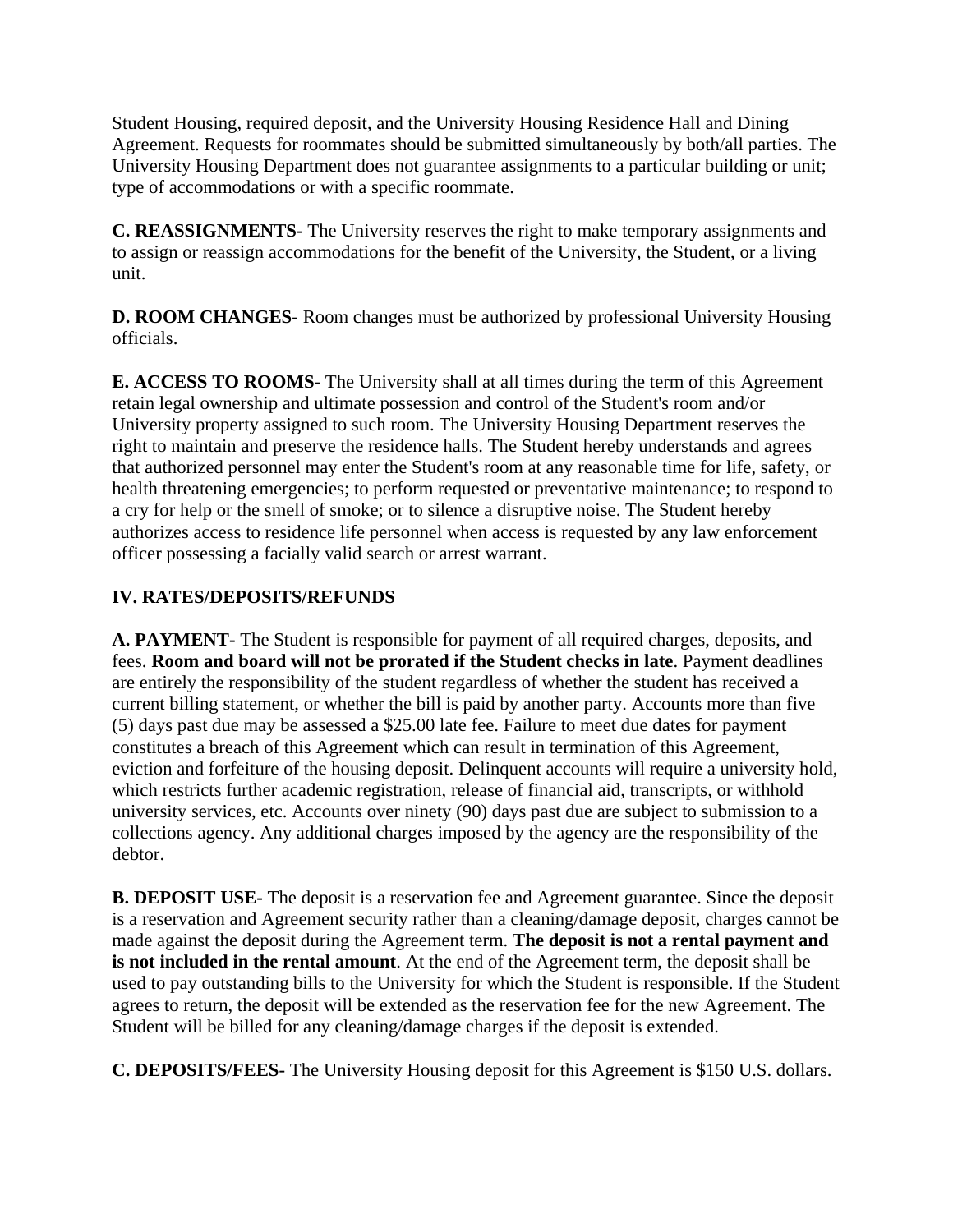Student Housing, required deposit, and the University Housing Residence Hall and Dining Agreement. Requests for roommates should be submitted simultaneously by both/all parties. The University Housing Department does not guarantee assignments to a particular building or unit; type of accommodations or with a specific roommate.

**C. REASSIGNMENTS-** The University reserves the right to make temporary assignments and to assign or reassign accommodations for the benefit of the University, the Student, or a living unit.

**D. ROOM CHANGES-** Room changes must be authorized by professional University Housing officials.

**E. ACCESS TO ROOMS-** The University shall at all times during the term of this Agreement retain legal ownership and ultimate possession and control of the Student's room and/or University property assigned to such room. The University Housing Department reserves the right to maintain and preserve the residence halls. The Student hereby understands and agrees that authorized personnel may enter the Student's room at any reasonable time for life, safety, or health threatening emergencies; to perform requested or preventative maintenance; to respond to a cry for help or the smell of smoke; or to silence a disruptive noise. The Student hereby authorizes access to residence life personnel when access is requested by any law enforcement officer possessing a facially valid search or arrest warrant.

## IV. RATES/DEPOSITS/REFUNDS

**A. PAYMENT-** The Student is responsible for payment of all required charges, deposits, and fees. **Room and board will not be prorated if the Student checks in late**. Payment deadlines are entirely the responsibility of the student regardless of whether the student has received a current billing statement, or whether the bill is paid by another party. Accounts more than five (5) days past due may be assessed a $25.00 late fee. Failure to meet due dates for payment constitutes a breach of this Agreement which can result in termination of this Agreement, eviction and forfeiture of the housing deposit. Delinquent accounts will require a university hold, which restricts further academic registration, release of financial aid, transcripts, or withhold university services, etc. Accounts over ninety (90) days past due are subject to submission to a collections agency. Any additional charges imposed by the agency are the responsibility of the debtor.

**B. DEPOSIT USE-** The deposit is a reservation fee and Agreement guarantee. Since the deposit is a reservation and Agreement security rather than a cleaning/damage deposit, charges cannot be made against the deposit during the Agreement term. **The deposit is not a rental payment and is not included in the rental amount**. At the end of the Agreement term, the deposit shall be used to pay outstanding bills to the University for which the Student is responsible. If the Student agrees to return, the deposit will be extended as the reservation fee for the new Agreement. The Student will be billed for any cleaning/damage charges if the deposit is extended.

**C. DEPOSITS/FEES-** The University Housing deposit for this Agreement is $150 U.S. dollars.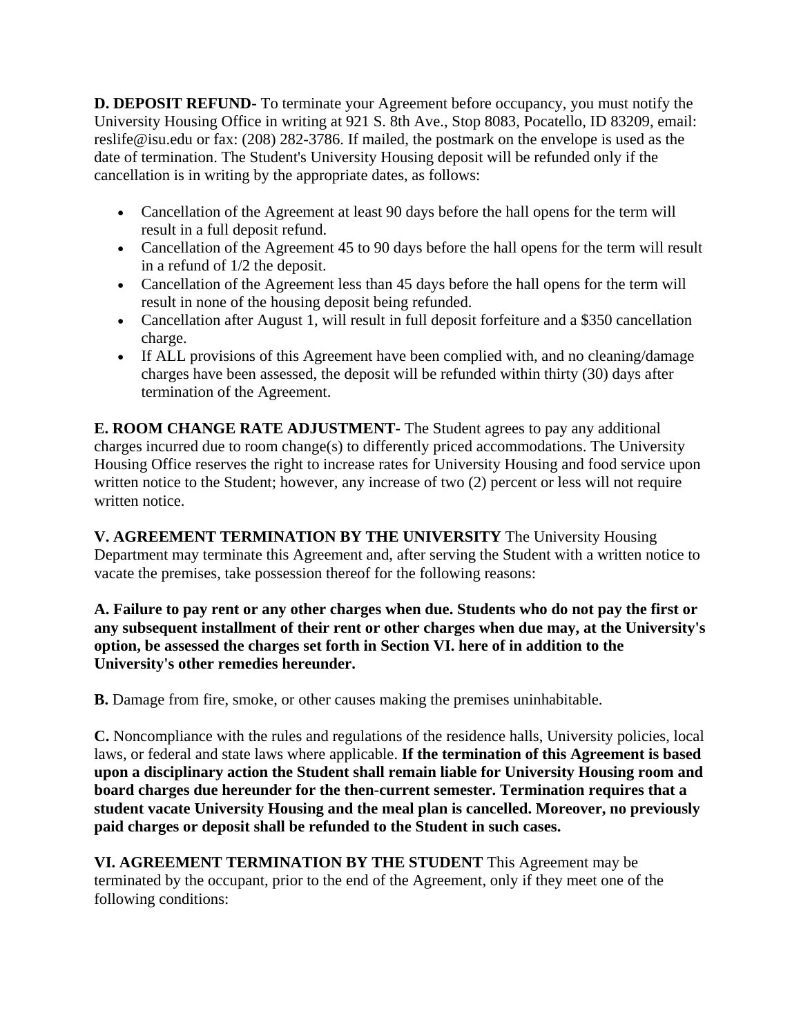**D. DEPOSIT REFUND-** To terminate your Agreement before occupancy, you must notify the University Housing Office in writing at 921 S. 8th Ave., Stop 8083, Pocatello, ID 83209, email: reslife@isu.edu or fax: (208) 282-3786. If mailed, the postmark on the envelope is used as the date of termination. The Student's University Housing deposit will be refunded only if the cancellation is in writing by the appropriate dates, as follows:

- Cancellation of the Agreement at least 90 days before the hall opens for the term will result in a full deposit refund.
- Cancellation of the Agreement 45 to 90 days before the hall opens for the term will result in a refund of 1/2 the deposit.
- Cancellation of the Agreement less than 45 days before the hall opens for the term will result in none of the housing deposit being refunded.
- Cancellation after August 1, will result in full deposit forfeiture and a $350 cancellation charge.
- If ALL provisions of this Agreement have been complied with, and no cleaning/damage charges have been assessed, the deposit will be refunded within thirty (30) days after termination of the Agreement.

**E. ROOM CHANGE RATE ADJUSTMENT-** The Student agrees to pay any additional charges incurred due to room change(s) to differently priced accommodations. The University Housing Office reserves the right to increase rates for University Housing and food service upon written notice to the Student; however, any increase of two (2) percent or less will not require written notice.

**V. AGREEMENT TERMINATION BY THE UNIVERSITY** The University Housing Department may terminate this Agreement and, after serving the Student with a written notice to vacate the premises, take possession thereof for the following reasons:

**A. Failure to pay rent or any other charges when due. Students who do not pay the first or any subsequent installment of their rent or other charges when due may, at the University's option, be assessed the charges set forth in Section VI. here of in addition to the University's other remedies hereunder.**

**B.** Damage from fire, smoke, or other causes making the premises uninhabitable.

**C.** Noncompliance with the rules and regulations of the residence halls, University policies, local laws, or federal and state laws where applicable. **If the termination of this Agreement is based upon a disciplinary action the Student shall remain liable for University Housing room and board charges due hereunder for the then-current semester. Termination requires that a student vacate University Housing and the meal plan is cancelled. Moreover, no previously paid charges or deposit shall be refunded to the Student in such cases.**

**VI. AGREEMENT TERMINATION BY THE STUDENT** This Agreement may be terminated by the occupant, prior to the end of the Agreement, only if they meet one of the following conditions: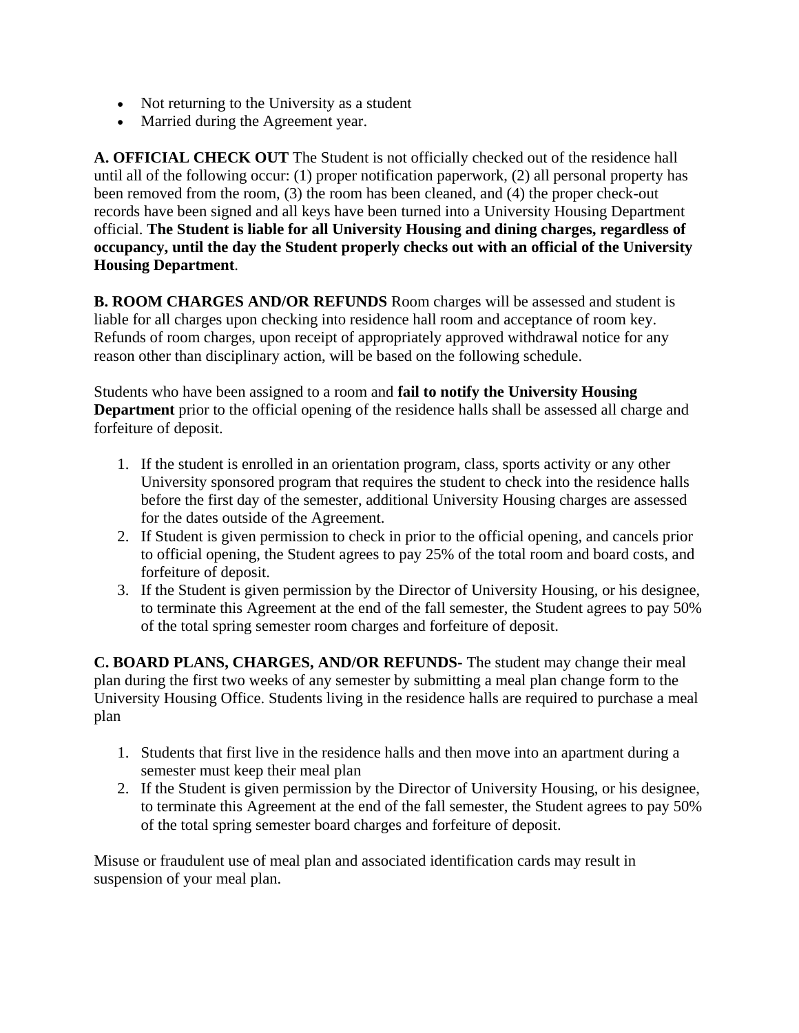- Not returning to the University as a student
- Married during the Agreement year.

**A. OFFICIAL CHECK OUT** The Student is not officially checked out of the residence hall until all of the following occur: (1) proper notification paperwork, (2) all personal property has been removed from the room, (3) the room has been cleaned, and (4) the proper check-out records have been signed and all keys have been turned into a University Housing Department official. **The Student is liable for all University Housing and dining charges, regardless of occupancy, until the day the Student properly checks out with an official of the University Housing Department**.

**B. ROOM CHARGES AND/OR REFUNDS** Room charges will be assessed and student is liable for all charges upon checking into residence hall room and acceptance of room key. Refunds of room charges, upon receipt of appropriately approved withdrawal notice for any reason other than disciplinary action, will be based on the following schedule.

Students who have been assigned to a room and **fail to notify the University Housing Department** prior to the official opening of the residence halls shall be assessed all charge and forfeiture of deposit.

1. If the student is enrolled in an orientation program, class, sports activity or any other University sponsored program that requires the student to check into the residence halls before the first day of the semester, additional University Housing charges are assessed for the dates outside of the Agreement.
2. If Student is given permission to check in prior to the official opening, and cancels prior to official opening, the Student agrees to pay 25% of the total room and board costs, and forfeiture of deposit.
3. If the Student is given permission by the Director of University Housing, or his designee, to terminate this Agreement at the end of the fall semester, the Student agrees to pay 50% of the total spring semester room charges and forfeiture of deposit.

**C. BOARD PLANS, CHARGES, AND/OR REFUNDS-** The student may change their meal plan during the first two weeks of any semester by submitting a meal plan change form to the University Housing Office. Students living in the residence halls are required to purchase a meal plan

1. Students that first live in the residence halls and then move into an apartment during a semester must keep their meal plan
2. If the Student is given permission by the Director of University Housing, or his designee, to terminate this Agreement at the end of the fall semester, the Student agrees to pay 50% of the total spring semester board charges and forfeiture of deposit.

Misuse or fraudulent use of meal plan and associated identification cards may result in suspension of your meal plan.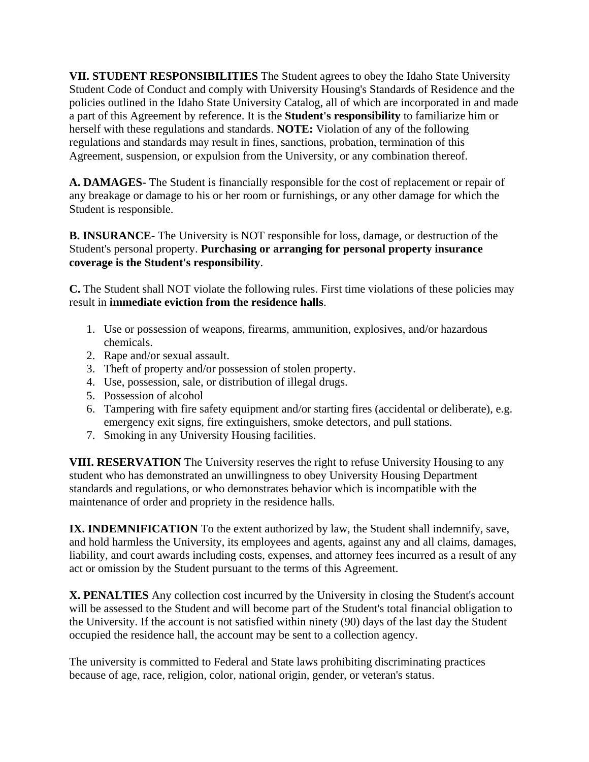**VII. STUDENT RESPONSIBILITIES** The Student agrees to obey the Idaho State University Student Code of Conduct and comply with University Housing's Standards of Residence and the policies outlined in the Idaho State University Catalog, all of which are incorporated in and made a part of this Agreement by reference. It is the **Student's responsibility** to familiarize him or herself with these regulations and standards. **NOTE:** Violation of any of the following regulations and standards may result in fines, sanctions, probation, termination of this Agreement, suspension, or expulsion from the University, or any combination thereof.

**A. DAMAGES-** The Student is financially responsible for the cost of replacement or repair of any breakage or damage to his or her room or furnishings, or any other damage for which the Student is responsible.

**B. INSURANCE-** The University is NOT responsible for loss, damage, or destruction of the Student's personal property. **Purchasing or arranging for personal property insurance coverage is the Student's responsibility**.

**C.** The Student shall NOT violate the following rules. First time violations of these policies may result in **immediate eviction from the residence halls**.

1. Use or possession of weapons, firearms, ammunition, explosives, and/or hazardous chemicals.
2. Rape and/or sexual assault.
3. Theft of property and/or possession of stolen property.
4. Use, possession, sale, or distribution of illegal drugs.
5. Possession of alcohol
6. Tampering with fire safety equipment and/or starting fires (accidental or deliberate), e.g. emergency exit signs, fire extinguishers, smoke detectors, and pull stations.
7. Smoking in any University Housing facilities.

**VIII. RESERVATION** The University reserves the right to refuse University Housing to any student who has demonstrated an unwillingness to obey University Housing Department standards and regulations, or who demonstrates behavior which is incompatible with the maintenance of order and propriety in the residence halls.

**IX. INDEMNIFICATION** To the extent authorized by law, the Student shall indemnify, save, and hold harmless the University, its employees and agents, against any and all claims, damages, liability, and court awards including costs, expenses, and attorney fees incurred as a result of any act or omission by the Student pursuant to the terms of this Agreement.

**X. PENALTIES** Any collection cost incurred by the University in closing the Student's account will be assessed to the Student and will become part of the Student's total financial obligation to the University. If the account is not satisfied within ninety (90) days of the last day the Student occupied the residence hall, the account may be sent to a collection agency.

The university is committed to Federal and State laws prohibiting discriminating practices because of age, race, religion, color, national origin, gender, or veteran's status.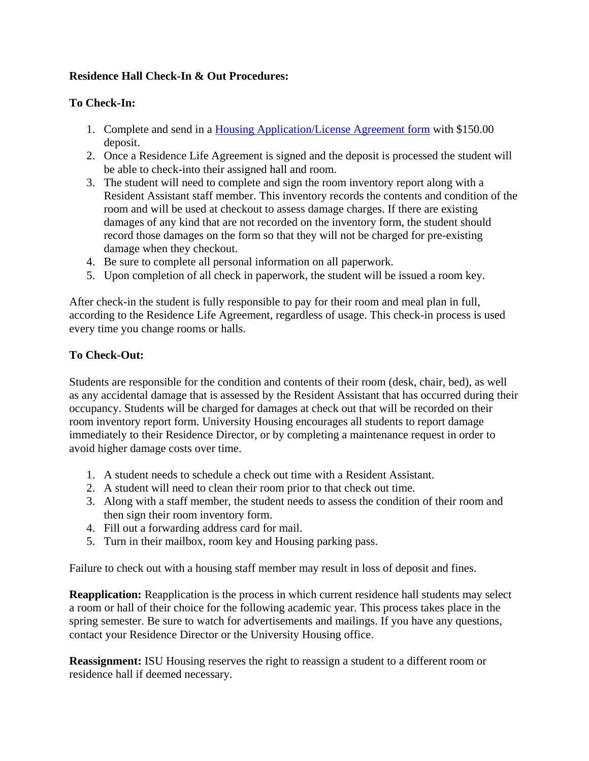**Residence Hall Check-In & Out Procedures:**

**To Check-In:**

1. Complete and send in a Housing Application/License Agreement form with $150.00 deposit.
2. Once a Residence Life Agreement is signed and the deposit is processed the student will be able to check-into their assigned hall and room.
3. The student will need to complete and sign the room inventory report along with a Resident Assistant staff member. This inventory records the contents and condition of the room and will be used at checkout to assess damage charges. If there are existing damages of any kind that are not recorded on the inventory form, the student should record those damages on the form so that they will not be charged for pre-existing damage when they checkout.
4. Be sure to complete all personal information on all paperwork.
5. Upon completion of all check in paperwork, the student will be issued a room key.

After check-in the student is fully responsible to pay for their room and meal plan in full, according to the Residence Life Agreement, regardless of usage. This check-in process is used every time you change rooms or halls.

**To Check-Out:**

Students are responsible for the condition and contents of their room (desk, chair, bed), as well as any accidental damage that is assessed by the Resident Assistant that has occurred during their occupancy. Students will be charged for damages at check out that will be recorded on their room inventory report form. University Housing encourages all students to report damage immediately to their Residence Director, or by completing a maintenance request in order to avoid higher damage costs over time.

1. A student needs to schedule a check out time with a Resident Assistant.
2. A student will need to clean their room prior to that check out time.
3. Along with a staff member, the student needs to assess the condition of their room and then sign their room inventory form.
4. Fill out a forwarding address card for mail.
5. Turn in their mailbox, room key and Housing parking pass.

Failure to check out with a housing staff member may result in loss of deposit and fines.

**Reapplication:** Reapplication is the process in which current residence hall students may select a room or hall of their choice for the following academic year. This process takes place in the spring semester. Be sure to watch for advertisements and mailings. If you have any questions, contact your Residence Director or the University Housing office.

**Reassignment:** ISU Housing reserves the right to reassign a student to a different room or residence hall if deemed necessary.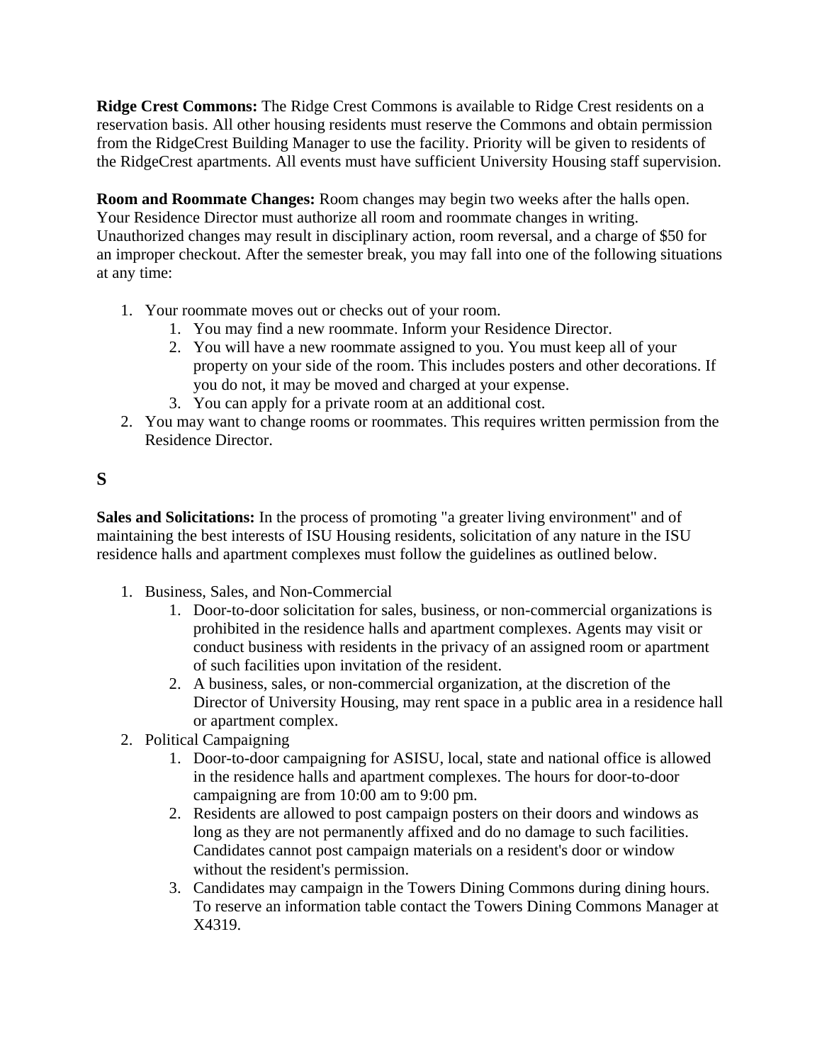**Ridge Crest Commons:** The Ridge Crest Commons is available to Ridge Crest residents on a reservation basis. All other housing residents must reserve the Commons and obtain permission from the RidgeCrest Building Manager to use the facility. Priority will be given to residents of the RidgeCrest apartments. All events must have sufficient University Housing staff supervision.

**Room and Roommate Changes:** Room changes may begin two weeks after the halls open. Your Residence Director must authorize all room and roommate changes in writing. Unauthorized changes may result in disciplinary action, room reversal, and a charge of $50 for an improper checkout. After the semester break, you may fall into one of the following situations at any time:

1. Your roommate moves out or checks out of your room.
   1. You may find a new roommate. Inform your Residence Director.
   2. You will have a new roommate assigned to you. You must keep all of your property on your side of the room. This includes posters and other decorations. If you do not, it may be moved and charged at your expense.
   3. You can apply for a private room at an additional cost.
2. You may want to change rooms or roommates. This requires written permission from the Residence Director.

## S

**Sales and Solicitations:** In the process of promoting "a greater living environment" and of maintaining the best interests of ISU Housing residents, solicitation of any nature in the ISU residence halls and apartment complexes must follow the guidelines as outlined below.

1. Business, Sales, and Non-Commercial
   1. Door-to-door solicitation for sales, business, or non-commercial organizations is prohibited in the residence halls and apartment complexes. Agents may visit or conduct business with residents in the privacy of an assigned room or apartment of such facilities upon invitation of the resident.
   2. A business, sales, or non-commercial organization, at the discretion of the Director of University Housing, may rent space in a public area in a residence hall or apartment complex.
2. Political Campaigning
   1. Door-to-door campaigning for ASISU, local, state and national office is allowed in the residence halls and apartment complexes. The hours for door-to-door campaigning are from 10:00 am to 9:00 pm.
   2. Residents are allowed to post campaign posters on their doors and windows as long as they are not permanently affixed and do no damage to such facilities. Candidates cannot post campaign materials on a resident's door or window without the resident's permission.
   3. Candidates may campaign in the Towers Dining Commons during dining hours. To reserve an information table contact the Towers Dining Commons Manager at X4319.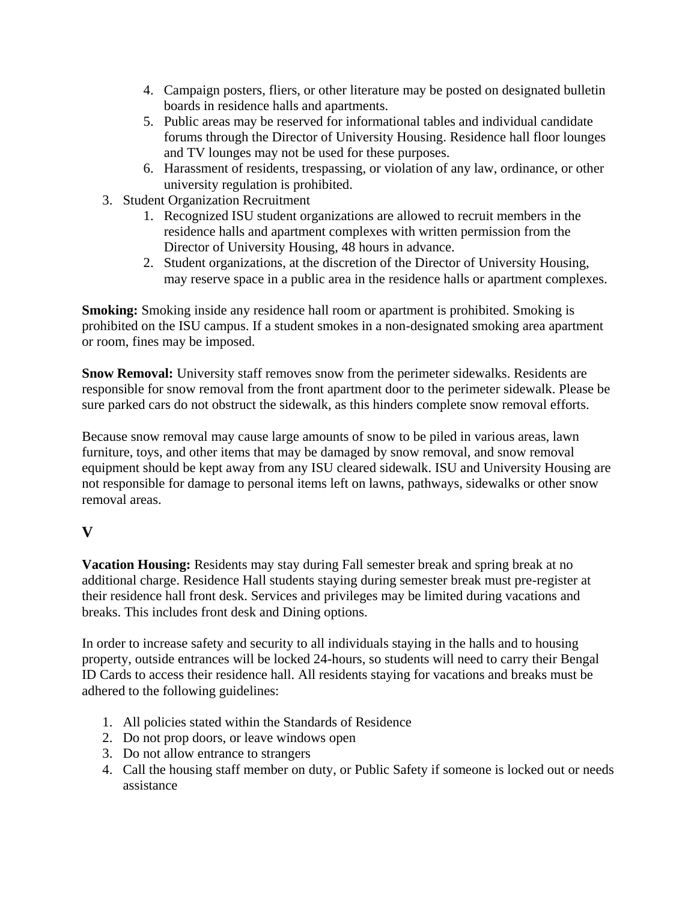4. Campaign posters, fliers, or other literature may be posted on designated bulletin boards in residence halls and apartments.
5. Public areas may be reserved for informational tables and individual candidate forums through the Director of University Housing. Residence hall floor lounges and TV lounges may not be used for these purposes.
6. Harassment of residents, trespassing, or violation of any law, ordinance, or other university regulation is prohibited.

3. Student Organization Recruitment
   1. Recognized ISU student organizations are allowed to recruit members in the residence halls and apartment complexes with written permission from the Director of University Housing, 48 hours in advance.
   2. Student organizations, at the discretion of the Director of University Housing, may reserve space in a public area in the residence halls or apartment complexes.

**Smoking:** Smoking inside any residence hall room or apartment is prohibited. Smoking is prohibited on the ISU campus. If a student smokes in a non-designated smoking area apartment or room, fines may be imposed.

**Snow Removal:** University staff removes snow from the perimeter sidewalks. Residents are responsible for snow removal from the front apartment door to the perimeter sidewalk. Please be sure parked cars do not obstruct the sidewalk, as this hinders complete snow removal efforts.

Because snow removal may cause large amounts of snow to be piled in various areas, lawn furniture, toys, and other items that may be damaged by snow removal, and snow removal equipment should be kept away from any ISU cleared sidewalk. ISU and University Housing are not responsible for damage to personal items left on lawns, pathways, sidewalks or other snow removal areas.

## V

**Vacation Housing:** Residents may stay during Fall semester break and spring break at no additional charge. Residence Hall students staying during semester break must pre-register at their residence hall front desk. Services and privileges may be limited during vacations and breaks. This includes front desk and Dining options.

In order to increase safety and security to all individuals staying in the halls and to housing property, outside entrances will be locked 24-hours, so students will need to carry their Bengal ID Cards to access their residence hall. All residents staying for vacations and breaks must be adhered to the following guidelines:

1. All policies stated within the Standards of Residence
2. Do not prop doors, or leave windows open
3. Do not allow entrance to strangers
4. Call the housing staff member on duty, or Public Safety if someone is locked out or needs assistance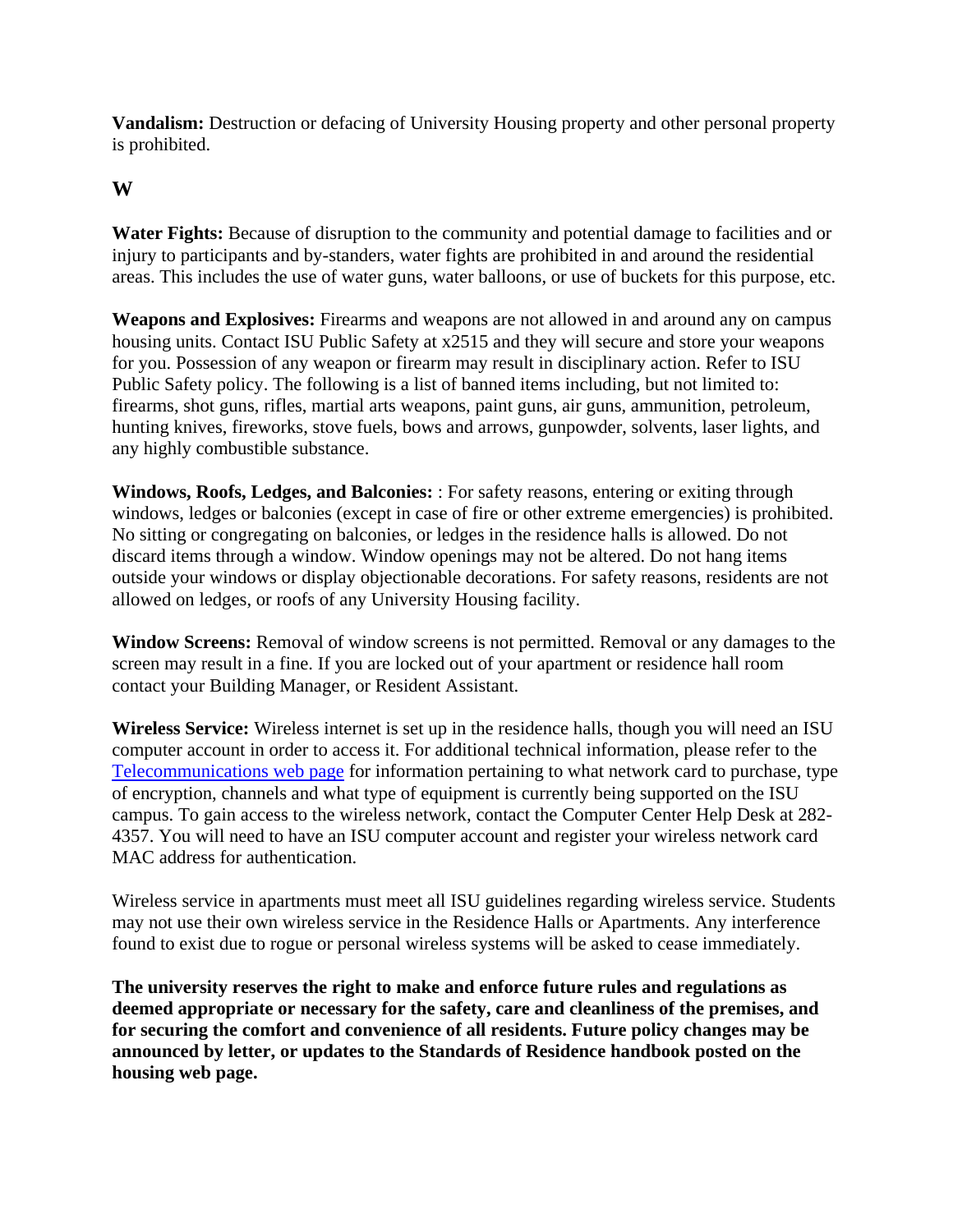**Vandalism:** Destruction or defacing of University Housing property and other personal property is prohibited.

## W

**Water Fights:** Because of disruption to the community and potential damage to facilities and or injury to participants and by-standers, water fights are prohibited in and around the residential areas. This includes the use of water guns, water balloons, or use of buckets for this purpose, etc.

**Weapons and Explosives:** Firearms and weapons are not allowed in and around any on campus housing units. Contact ISU Public Safety at x2515 and they will secure and store your weapons for you. Possession of any weapon or firearm may result in disciplinary action. Refer to ISU Public Safety policy. The following is a list of banned items including, but not limited to: firearms, shot guns, rifles, martial arts weapons, paint guns, air guns, ammunition, petroleum, hunting knives, fireworks, stove fuels, bows and arrows, gunpowder, solvents, laser lights, and any highly combustible substance.

**Windows, Roofs, Ledges, and Balconies:** : For safety reasons, entering or exiting through windows, ledges or balconies (except in case of fire or other extreme emergencies) is prohibited. No sitting or congregating on balconies, or ledges in the residence halls is allowed. Do not discard items through a window. Window openings may not be altered. Do not hang items outside your windows or display objectionable decorations. For safety reasons, residents are not allowed on ledges, or roofs of any University Housing facility.

**Window Screens:** Removal of window screens is not permitted. Removal or any damages to the screen may result in a fine. If you are locked out of your apartment or residence hall room contact your Building Manager, or Resident Assistant.

**Wireless Service:** Wireless internet is set up in the residence halls, though you will need an ISU computer account in order to access it. For additional technical information, please refer to the Telecommunications web page for information pertaining to what network card to purchase, type of encryption, channels and what type of equipment is currently being supported on the ISU campus. To gain access to the wireless network, contact the Computer Center Help Desk at 282-4357. You will need to have an ISU computer account and register your wireless network card MAC address for authentication.

Wireless service in apartments must meet all ISU guidelines regarding wireless service. Students may not use their own wireless service in the Residence Halls or Apartments. Any interference found to exist due to rogue or personal wireless systems will be asked to cease immediately.

**The university reserves the right to make and enforce future rules and regulations as deemed appropriate or necessary for the safety, care and cleanliness of the premises, and for securing the comfort and convenience of all residents. Future policy changes may be announced by letter, or updates to the Standards of Residence handbook posted on the housing web page.**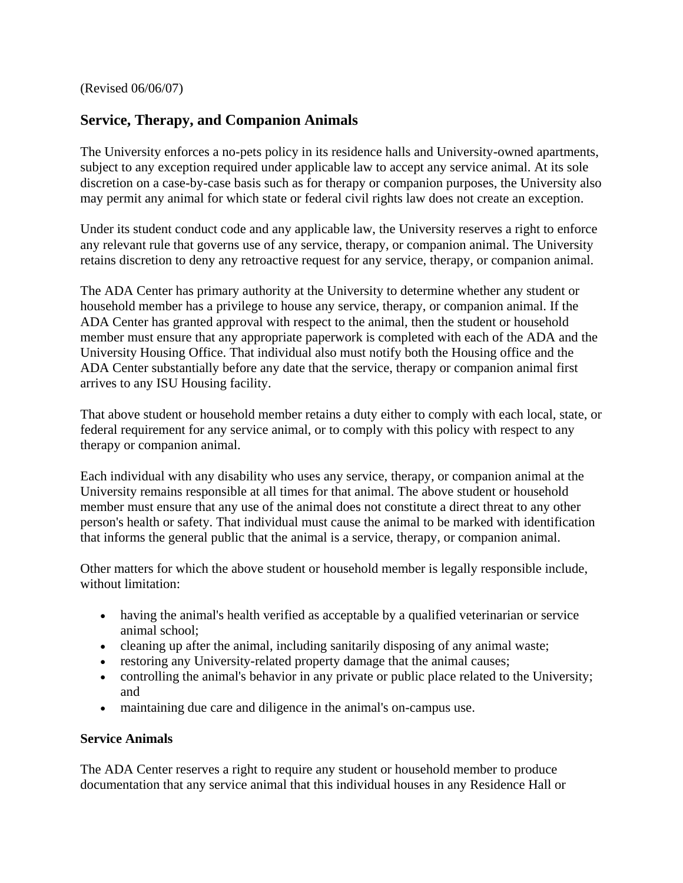(Revised 06/06/07)

## Service, Therapy, and Companion Animals

The University enforces a no-pets policy in its residence halls and University-owned apartments, subject to any exception required under applicable law to accept any service animal. At its sole discretion on a case-by-case basis such as for therapy or companion purposes, the University also may permit any animal for which state or federal civil rights law does not create an exception.

Under its student conduct code and any applicable law, the University reserves a right to enforce any relevant rule that governs use of any service, therapy, or companion animal. The University retains discretion to deny any retroactive request for any service, therapy, or companion animal.

The ADA Center has primary authority at the University to determine whether any student or household member has a privilege to house any service, therapy, or companion animal. If the ADA Center has granted approval with respect to the animal, then the student or household member must ensure that any appropriate paperwork is completed with each of the ADA and the University Housing Office. That individual also must notify both the Housing office and the ADA Center substantially before any date that the service, therapy or companion animal first arrives to any ISU Housing facility.

That above student or household member retains a duty either to comply with each local, state, or federal requirement for any service animal, or to comply with this policy with respect to any therapy or companion animal.

Each individual with any disability who uses any service, therapy, or companion animal at the University remains responsible at all times for that animal. The above student or household member must ensure that any use of the animal does not constitute a direct threat to any other person's health or safety. That individual must cause the animal to be marked with identification that informs the general public that the animal is a service, therapy, or companion animal.

Other matters for which the above student or household member is legally responsible include, without limitation:

- having the animal's health verified as acceptable by a qualified veterinarian or service animal school;
- cleaning up after the animal, including sanitarily disposing of any animal waste;
- restoring any University-related property damage that the animal causes;
- controlling the animal's behavior in any private or public place related to the University; and
- maintaining due care and diligence in the animal's on-campus use.

**Service Animals**

The ADA Center reserves a right to require any student or household member to produce documentation that any service animal that this individual houses in any Residence Hall or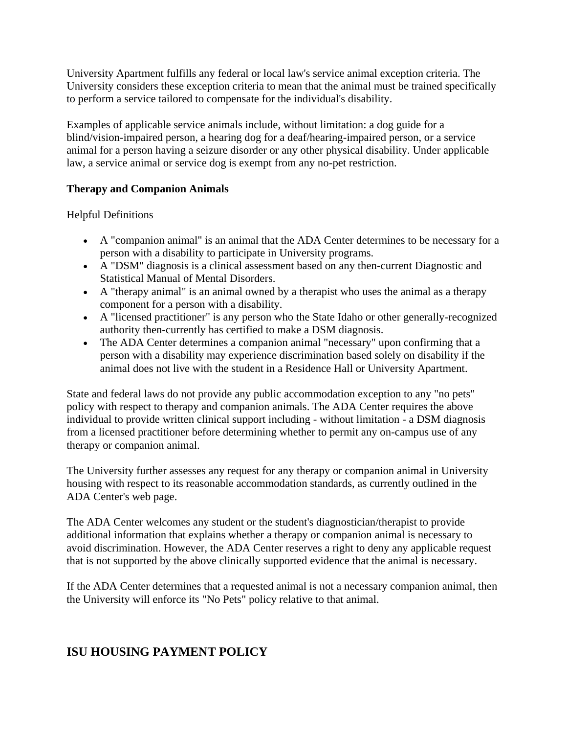University Apartment fulfills any federal or local law's service animal exception criteria. The University considers these exception criteria to mean that the animal must be trained specifically to perform a service tailored to compensate for the individual's disability.

Examples of applicable service animals include, without limitation: a dog guide for a blind/vision-impaired person, a hearing dog for a deaf/hearing-impaired person, or a service animal for a person having a seizure disorder or any other physical disability. Under applicable law, a service animal or service dog is exempt from any no-pet restriction.

**Therapy and Companion Animals**

Helpful Definitions

- A "companion animal" is an animal that the ADA Center determines to be necessary for a person with a disability to participate in University programs.
- A "DSM" diagnosis is a clinical assessment based on any then-current Diagnostic and Statistical Manual of Mental Disorders.
- A "therapy animal" is an animal owned by a therapist who uses the animal as a therapy component for a person with a disability.
- A "licensed practitioner" is any person who the State Idaho or other generally-recognized authority then-currently has certified to make a DSM diagnosis.
- The ADA Center determines a companion animal "necessary" upon confirming that a person with a disability may experience discrimination based solely on disability if the animal does not live with the student in a Residence Hall or University Apartment.

State and federal laws do not provide any public accommodation exception to any "no pets" policy with respect to therapy and companion animals. The ADA Center requires the above individual to provide written clinical support including - without limitation - a DSM diagnosis from a licensed practitioner before determining whether to permit any on-campus use of any therapy or companion animal.

The University further assesses any request for any therapy or companion animal in University housing with respect to its reasonable accommodation standards, as currently outlined in the ADA Center's web page.

The ADA Center welcomes any student or the student's diagnostician/therapist to provide additional information that explains whether a therapy or companion animal is necessary to avoid discrimination. However, the ADA Center reserves a right to deny any applicable request that is not supported by the above clinically supported evidence that the animal is necessary.

If the ADA Center determines that a requested animal is not a necessary companion animal, then the University will enforce its "No Pets" policy relative to that animal.

## ISU HOUSING PAYMENT POLICY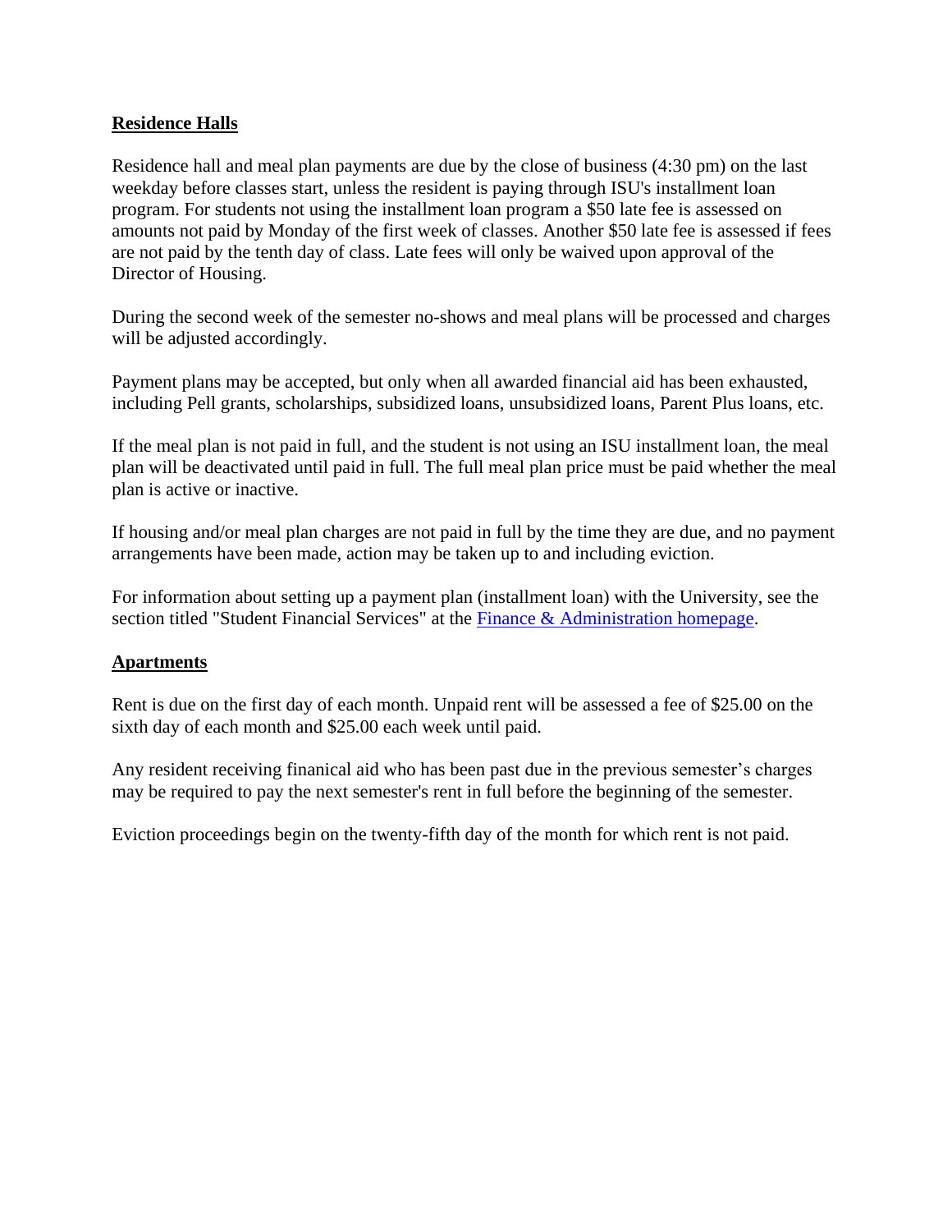**Residence Halls**

Residence hall and meal plan payments are due by the close of business (4:30 pm) on the last weekday before classes start, unless the resident is paying through ISU's installment loan program. For students not using the installment loan program a $50 late fee is assessed on amounts not paid by Monday of the first week of classes. Another $50 late fee is assessed if fees are not paid by the tenth day of class. Late fees will only be waived upon approval of the Director of Housing.

During the second week of the semester no-shows and meal plans will be processed and charges will be adjusted accordingly.

Payment plans may be accepted, but only when all awarded financial aid has been exhausted, including Pell grants, scholarships, subsidized loans, unsubsidized loans, Parent Plus loans, etc.

If the meal plan is not paid in full, and the student is not using an ISU installment loan, the meal plan will be deactivated until paid in full. The full meal plan price must be paid whether the meal plan is active or inactive.

If housing and/or meal plan charges are not paid in full by the time they are due, and no payment arrangements have been made, action may be taken up to and including eviction.

For information about setting up a payment plan (installment loan) with the University, see the section titled "Student Financial Services" at the Finance & Administration homepage.

**Apartments**

Rent is due on the first day of each month. Unpaid rent will be assessed a fee of $25.00 on the sixth day of each month and $25.00 each week until paid.

Any resident receiving finanical aid who has been past due in the previous semester's charges may be required to pay the next semester's rent in full before the beginning of the semester.

Eviction proceedings begin on the twenty-fifth day of the month for which rent is not paid.